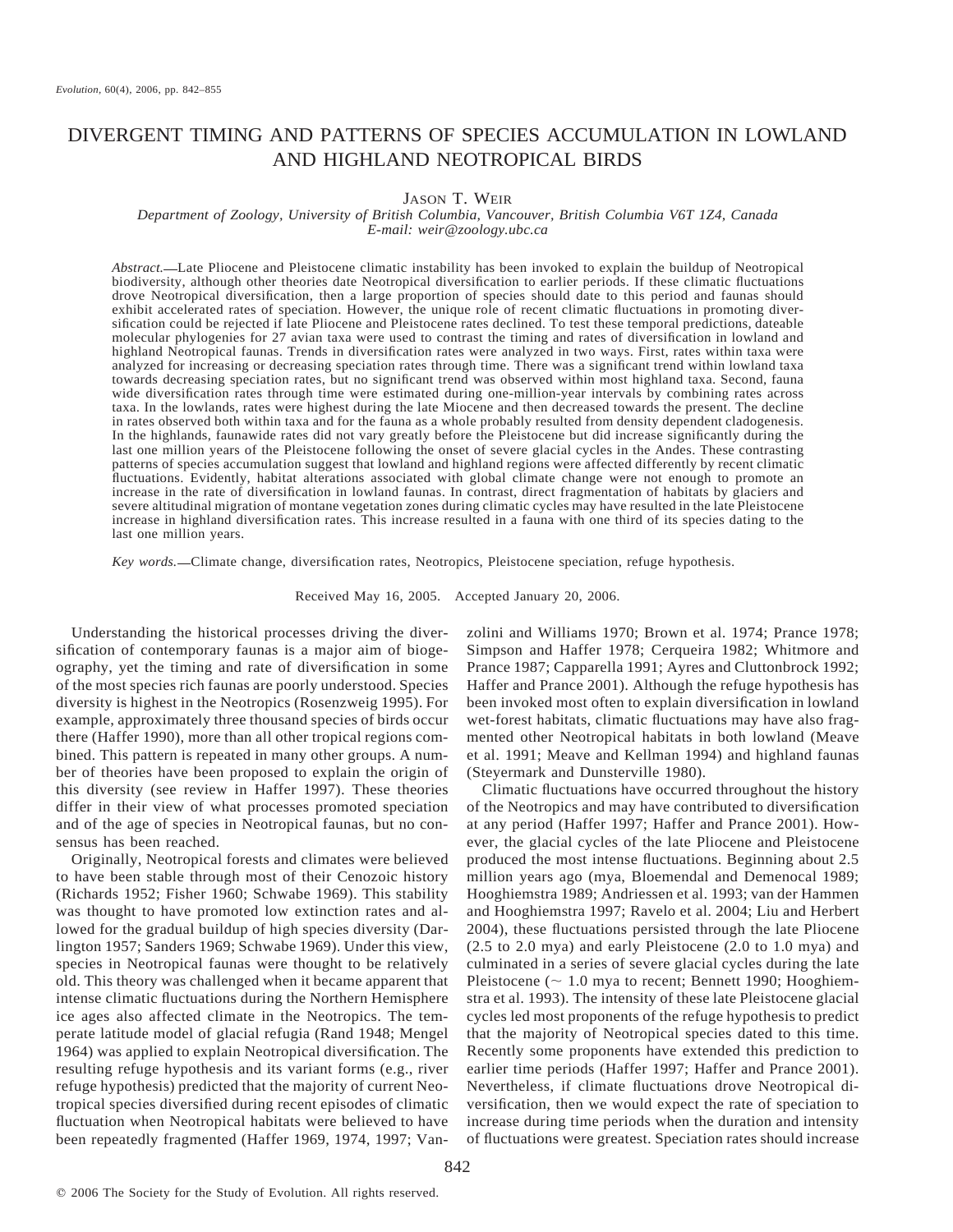# DIVERGENT TIMING AND PATTERNS OF SPECIES ACCUMULATION IN LOWLAND AND HIGHLAND NEOTROPICAL BIRDS

JASON T. WEIR

*Department of Zoology, University of British Columbia, Vancouver, British Columbia V6T 1Z4, Canada*
*E-mail: weir@zoology.ubc.ca*

*Abstract.*—Late Pliocene and Pleistocene climatic instability has been invoked to explain the buildup of Neotropical biodiversity, although other theories date Neotropical diversification to earlier periods. If these climatic fluctuations drove Neotropical diversification, then a large proportion of species should date to this period and faunas should exhibit accelerated rates of speciation. However, the unique role of recent climatic fluctuations in promoting diversification could be rejected if late Pliocene and Pleistocene rates declined. To test these temporal predictions, dateable molecular phylogenies for 27 avian taxa were used to contrast the timing and rates of diversification in lowland and highland Neotropical faunas. Trends in diversification rates were analyzed in two ways. First, rates within taxa were analyzed for increasing or decreasing speciation rates through time. There was a significant trend within lowland taxa towards decreasing speciation rates, but no significant trend was observed within most highland taxa. Second, fauna wide diversification rates through time were estimated during one-million-year intervals by combining rates across taxa. In the lowlands, rates were highest during the late Miocene and then decreased towards the present. The decline in rates observed both within taxa and for the fauna as a whole probably resulted from density dependent cladogenesis. In the highlands, faunawide rates did not vary greatly before the Pleistocene but did increase significantly during the last one million years of the Pleistocene following the onset of severe glacial cycles in the Andes. These contrasting patterns of species accumulation suggest that lowland and highland regions were affected differently by recent climatic fluctuations. Evidently, habitat alterations associated with global climate change were not enough to promote an increase in the rate of diversification in lowland faunas. In contrast, direct fragmentation of habitats by glaciers and severe altitudinal migration of montane vegetation zones during climatic cycles may have resulted in the late Pleistocene increase in highland diversification rates. This increase resulted in a fauna with one third of its species dating to the last one million years.

*Key words.*—Climate change, diversification rates, Neotropics, Pleistocene speciation, refuge hypothesis.

Received May 16, 2005. Accepted January 20, 2006.

Understanding the historical processes driving the diversification of contemporary faunas is a major aim of biogeography, yet the timing and rate of diversification in some of the most species rich faunas are poorly understood. Species diversity is highest in the Neotropics (Rosenzweig 1995). For example, approximately three thousand species of birds occur there (Haffer 1990), more than all other tropical regions combined. This pattern is repeated in many other groups. A number of theories have been proposed to explain the origin of this diversity (see review in Haffer 1997). These theories differ in their view of what processes promoted speciation and of the age of species in Neotropical faunas, but no consensus has been reached.

Originally, Neotropical forests and climates were believed to have been stable through most of their Cenozoic history (Richards 1952; Fisher 1960; Schwabe 1969). This stability was thought to have promoted low extinction rates and allowed for the gradual buildup of high species diversity (Darlington 1957; Sanders 1969; Schwabe 1969). Under this view, species in Neotropical faunas were thought to be relatively old. This theory was challenged when it became apparent that intense climatic fluctuations during the Northern Hemisphere ice ages also affected climate in the Neotropics. The temperate latitude model of glacial refugia (Rand 1948; Mengel 1964) was applied to explain Neotropical diversification. The resulting refuge hypothesis and its variant forms (e.g., river refuge hypothesis) predicted that the majority of current Neotropical species diversified during recent episodes of climatic fluctuation when Neotropical habitats were believed to have been repeatedly fragmented (Haffer 1969, 1974, 1997; Vanzolini and Williams 1970; Brown et al. 1974; Prance 1978; Simpson and Haffer 1978; Cerqueira 1982; Whitmore and Prance 1987; Capparella 1991; Ayres and Cluttonbrock 1992; Haffer and Prance 2001). Although the refuge hypothesis has been invoked most often to explain diversification in lowland wet-forest habitats, climatic fluctuations may have also fragmented other Neotropical habitats in both lowland (Meave et al. 1991; Meave and Kellman 1994) and highland faunas (Steyermark and Dunsterville 1980).

Climatic fluctuations have occurred throughout the history of the Neotropics and may have contributed to diversification at any period (Haffer 1997; Haffer and Prance 2001). However, the glacial cycles of the late Pliocene and Pleistocene produced the most intense fluctuations. Beginning about 2.5 million years ago (mya, Bloemendal and Demenocal 1989; Hooghiemstra 1989; Andriessen et al. 1993; van der Hammen and Hooghiemstra 1997; Ravelo et al. 2004; Liu and Herbert 2004), these fluctuations persisted through the late Pliocene (2.5 to 2.0 mya) and early Pleistocene (2.0 to 1.0 mya) and culminated in a series of severe glacial cycles during the late Pleistocene (~ 1.0 mya to recent; Bennett 1990; Hooghiemstra et al. 1993). The intensity of these late Pleistocene glacial cycles led most proponents of the refuge hypothesis to predict that the majority of Neotropical species dated to this time. Recently some proponents have extended this prediction to earlier time periods (Haffer 1997; Haffer and Prance 2001). Nevertheless, if climate fluctuations drove Neotropical diversification, then we would expect the rate of speciation to increase during time periods when the duration and intensity of fluctuations were greatest. Speciation rates should increase

© 2006 The Society for the Study of Evolution. All rights reserved.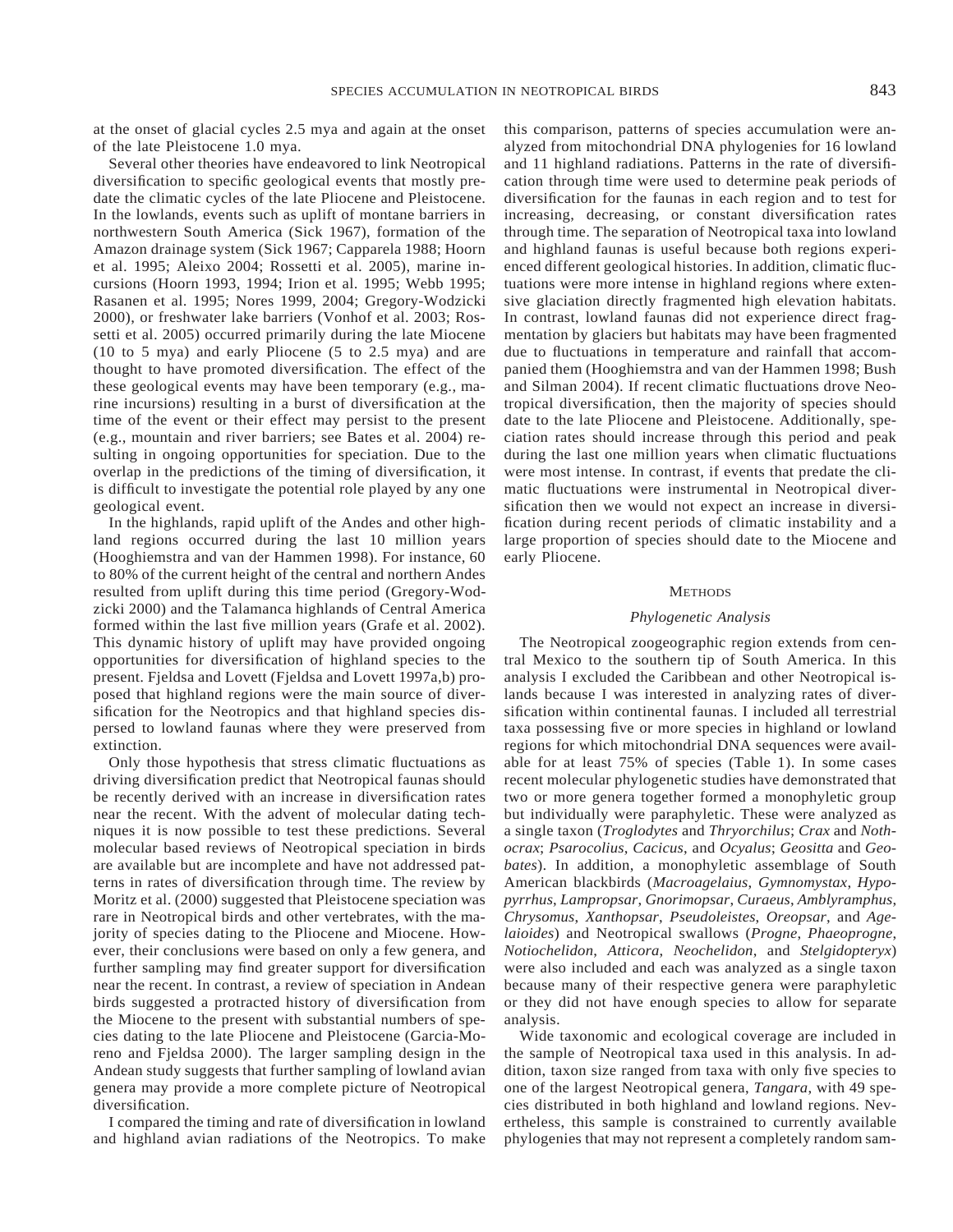at the onset of glacial cycles 2.5 mya and again at the onset of the late Pleistocene 1.0 mya.

Several other theories have endeavored to link Neotropical diversification to specific geological events that mostly predate the climatic cycles of the late Pliocene and Pleistocene. In the lowlands, events such as uplift of montane barriers in northwestern South America (Sick 1967), formation of the Amazon drainage system (Sick 1967; Capparela 1988; Hoorn et al. 1995; Aleixo 2004; Rossetti et al. 2005), marine incursions (Hoorn 1993, 1994; Irion et al. 1995; Webb 1995; Rasanen et al. 1995; Nores 1999, 2004; Gregory-Wodzicki 2000), or freshwater lake barriers (Vonhof et al. 2003; Rossetti et al. 2005) occurred primarily during the late Miocene (10 to 5 mya) and early Pliocene (5 to 2.5 mya) and are thought to have promoted diversification. The effect of the these geological events may have been temporary (e.g., marine incursions) resulting in a burst of diversification at the time of the event or their effect may persist to the present (e.g., mountain and river barriers; see Bates et al. 2004) resulting in ongoing opportunities for speciation. Due to the overlap in the predictions of the timing of diversification, it is difficult to investigate the potential role played by any one geological event.

In the highlands, rapid uplift of the Andes and other highland regions occurred during the last 10 million years (Hooghiemstra and van der Hammen 1998). For instance, 60 to 80% of the current height of the central and northern Andes resulted from uplift during this time period (Gregory-Wodzicki 2000) and the Talamanca highlands of Central America formed within the last five million years (Grafe et al. 2002). This dynamic history of uplift may have provided ongoing opportunities for diversification of highland species to the present. Fjeldsa and Lovett (Fjeldsa and Lovett 1997a,b) proposed that highland regions were the main source of diversification for the Neotropics and that highland species dispersed to lowland faunas where they were preserved from extinction.

Only those hypothesis that stress climatic fluctuations as driving diversification predict that Neotropical faunas should be recently derived with an increase in diversification rates near the recent. With the advent of molecular dating techniques it is now possible to test these predictions. Several molecular based reviews of Neotropical speciation in birds are available but are incomplete and have not addressed patterns in rates of diversification through time. The review by Moritz et al. (2000) suggested that Pleistocene speciation was rare in Neotropical birds and other vertebrates, with the majority of species dating to the Pliocene and Miocene. However, their conclusions were based on only a few genera, and further sampling may find greater support for diversification near the recent. In contrast, a review of speciation in Andean birds suggested a protracted history of diversification from the Miocene to the present with substantial numbers of species dating to the late Pliocene and Pleistocene (Garcia-Moreno and Fjeldsa 2000). The larger sampling design in the Andean study suggests that further sampling of lowland avian genera may provide a more complete picture of Neotropical diversification.

I compared the timing and rate of diversification in lowland and highland avian radiations of the Neotropics. To make this comparison, patterns of species accumulation were analyzed from mitochondrial DNA phylogenies for 16 lowland and 11 highland radiations. Patterns in the rate of diversification through time were used to determine peak periods of diversification for the faunas in each region and to test for increasing, decreasing, or constant diversification rates through time. The separation of Neotropical taxa into lowland and highland faunas is useful because both regions experienced different geological histories. In addition, climatic fluctuations were more intense in highland regions where extensive glaciation directly fragmented high elevation habitats. In contrast, lowland faunas did not experience direct fragmentation by glaciers but habitats may have been fragmented due to fluctuations in temperature and rainfall that accompanied them (Hooghiemstra and van der Hammen 1998; Bush and Silman 2004). If recent climatic fluctuations drove Neotropical diversification, then the majority of species should date to the late Pliocene and Pleistocene. Additionally, speciation rates should increase through this period and peak during the last one million years when climatic fluctuations were most intense. In contrast, if events that predate the climatic fluctuations were instrumental in Neotropical diversification then we would not expect an increase in diversification during recent periods of climatic instability and a large proportion of species should date to the Miocene and early Pliocene.

## Methods

### *Phylogenetic Analysis*

The Neotropical zoogeographic region extends from central Mexico to the southern tip of South America. In this analysis I excluded the Caribbean and other Neotropical islands because I was interested in analyzing rates of diversification within continental faunas. I included all terrestrial taxa possessing five or more species in highland or lowland regions for which mitochondrial DNA sequences were available for at least 75% of species (Table 1). In some cases recent molecular phylogenetic studies have demonstrated that two or more genera together formed a monophyletic group but individually were paraphyletic. These were analyzed as a single taxon (*Troglodytes* and *Thryorchilus*; *Crax* and *Nothocrax*; *Psarocolius*, *Cacicus*, and *Ocyalus*; *Geositta* and *Geobates*). In addition, a monophyletic assemblage of South American blackbirds (*Macroagelaius*, *Gymnomystax*, *Hypopyrrhus*, *Lampropsar*, *Gnorimopsar*, *Curaeus*, *Amblyramphus*, *Chrysomus*, *Xanthopsar*, *Pseudoleistes*, *Oreopsar*, and *Agelaioides*) and Neotropical swallows (*Progne*, *Phaeoprogne*, *Notiochelidon*, *Atticora*, *Neochelidon*, and *Stelgidopteryx*) were also included and each was analyzed as a single taxon because many of their respective genera were paraphyletic or they did not have enough species to allow for separate analysis.

Wide taxonomic and ecological coverage are included in the sample of Neotropical taxa used in this analysis. In addition, taxon size ranged from taxa with only five species to one of the largest Neotropical genera, *Tangara*, with 49 species distributed in both highland and lowland regions. Nevertheless, this sample is constrained to currently available phylogenies that may not represent a completely random sam-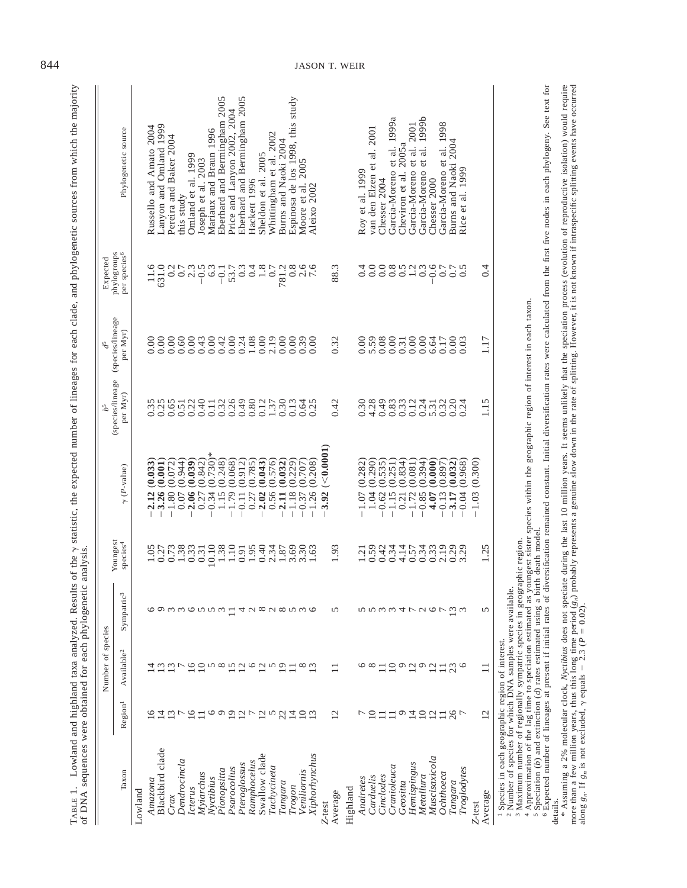TABLE 1. Lowland and highland taxa analyzed. Results of the γ statistic, the expected number of lineages for each clade, and phylogenetic sources from which the majority of DNA sequences were obtained for each phylogenetic analysis.

| Taxon | Number of species: Region[1] | Available[2] | Sympatric[3] | Youngest species[4] | γ (*P*-value) | $b^5$ (species/lineage per Myr) | $d^5$ (species/lineage per Myr) | Expected phylogroups per species[6] | Phylogenetic source |
|---|---|---|---|---|---|---|---|---|---|
| Lowland | | | | | | | | | |
| *Amazona* | 16 | 14 | 6 | 1.05 | **−2.12 (0.033)** | 0.35 | 0.00 | 11.6 | Russello and Amato 2004 |
| Blackbird clade | 14 | 13 | 9 | 0.27 | **−3.26 (0.001)** | 0.25 | 0.00 | 631.0 | Lanyon and Omland 1999 |
| *Crax* | 13 | 13 | 3 | 0.73 | −1.80 (0.072) | 0.65 | 0.00 | 0.2 | Pereira and Baker 2004 |
| *Dendrocincla* | 7 | 7 | 3 | 1.38 | 0.07 (0.944) | 0.51 | 0.60 | 0.7 | this study |
| *Icterus* | 16 | 16 | 6 | 0.33 | **−2.06 (0.039)** | 0.22 | 0.00 | 2.3 | Omland et al. 1999 |
| *Myiarchus* | 11 | 10 | 5 | 0.31 | 0.27 (0.842) | 0.40 | 0.43 | −0.5 | Joseph et al. 2003 |
| *Nyctibius* | 6 | 5 | 5 | 10.10 | −0.34 (0.730)* | 0.11 | 0.00 | 6.3 | Mariaux and Braun 1996 |
| *Pionopsitta* | 9 | 8 | 3 | 1.38 | 1.15 (0.248) | 0.32 | 0.42 | −0.1 | Eberhard and Bermingham 2005 |
| *Psarocolius* | 19 | 15 | 11 | 1.10 | −1.79 (0.068) | 0.26 | 0.00 | 53.7 | Price and Lanyon 2002, 2004 |
| *Pteroglossus* | 12 | 12 | 4 | 0.91 | −0.11 (0.912) | 0.49 | 0.24 | 0.3 | Eberhard and Bermingham 2005 |
| *Ramphocelus* | 7 | 6 | 2 | 1.95 | 0.27 (0.785) | 0.80 | 1.08 | 0.4 | Hackett 1996 |
| Swallow clade | 12 | 12 | 8 | 0.40 | **−2.02 (0.043)** | 0.12 | 0.00 | 1.8 | Sheldon et al. 2005 |
| *Tachycineta* | 5 | 5 | 2 | 2.34 | 0.56 (0.576) | 1.37 | 2.19 | 0.7 | Whittingham et al. 2002 |
| *Tangara* | 22 | 19 | 8 | 1.87 | **−2.11 (0.032)** | 0.30 | 0.00 | 781.2 | Burns and Naoki 2004 |
| *Trogon* | 14 | 11 | 5 | 3.69 | −1.18 (0.229) | 0.13 | 0.00 | 0.8 | Espinosa de los 1998, this study |
| *Veniliornis* | 10 | 8 | 3 | 3.30 | −0.37 (0.707) | 0.64 | 0.39 | 2.6 | Moore et al. 2005 |
| *Xiphorhynchus* | 13 | 13 | 6 | 1.63 | −1.26 (0.208) | 0.25 | 0.00 | 7.6 | Aleixo 2002 |
| Z-test | | | | | **−3.92 (<0.0001)** | | | | |
| Average | 12 | 11 | 5 | 1.93 | | 0.42 | 0.32 | 88.3 | |
| Highland | | | | | | | | | |
| *Anairetes* | 7 | 6 | 5 | 1.21 | −1.07 (0.282) | 0.30 | 0.00 | 0.4 | Roy et al. 1999 |
| *Carduelis* | 10 | 8 | 5 | 0.59 | 1.04 (0.290) | 4.28 | 5.59 | 0.0 | van den Elzen et al. 2001 |
| *Cinclodes* | 11 | 11 | 3 | 0.42 | −0.62 (0.535) | 0.49 | 0.08 | 0.0 | Chesser 2004 |
| *Cranioleuca* | 11 | 10 | 3 | 0.34 | −1.15 (0.251) | 0.83 | 0.00 | 0.8 | Garcia-Moreno et al. 1999a |
| *Geositta* | 9 | 9 | 4 | 4.14 | 0.21 (0.834) | 0.33 | 0.31 | 0.5 | Cheviron et al. 2005a |
| *Hemispingus* | 14 | 12 | 7 | 0.57 | −1.72 (0.081) | 0.12 | 0.00 | 1.2 | Garcia-Moreno et al. 2001 |
| *Metallura* | 10 | 9 | 2 | 0.34 | −0.85 (0.394) | 0.24 | 0.00 | 0.3 | Garcia-Moreno et al. 1999b |
| *Muscisaxicola* | 12 | 12 | 6 | 0.33 | **4.07 (0.000)** | 5.31 | 6.64 | −0.6 | Chesser 2000 |
| *Ochthoeca* | 11 | 11 | 7 | 2.19 | −0.13 (0.897) | 0.32 | 0.17 | 0.7 | Garcia-Moreno et al. 1998 |
| *Tangara* | 26 | 23 | 13 | 0.29 | **−3.17 (0.032)** | 0.20 | 0.00 | 0.7 | Burns and Naoki 2004 |
| *Troglodytes* | 7 | 6 | 3 | 3.29 | −0.04 (0.968) | 0.24 | 0.03 | 0.5 | Rice et al. 1999 |
| Z-test | | | | | −1.03 (0.300) | | | | |
| Average | 12 | 11 | 5 | 1.25 | | 1.15 | 1.17 | 0.4 | |

[1] Species in each geographic region of interest.
[2] Number of species for which DNA samples were available.
[3] Maximum number of regionally sympatric species in geographic region.
[4] Approximation of the lag time to speciation estimated as youngest sister species within the geographic region of interest in each taxon.
[5] Speciation ($b$) and extinction ($d$) rates estimated using a birth death model.
[6] Expected number of lineages at present if initial rates of diversification remained constant. Initial diversification rates were calculated from the first five nodes in each phylogeny. See text for details.
\* Assuming a 2% molecular clock, *Nyctibius* does not speciate during the last 10 million years. It seems unlikely that the speciation process (evolution of reproductive isolation) would require more than a few million years, thus this long time period ($g_n$) probably represents a genuine slow down in the rate of splitting. However, it is not known if intraspecific splitting events have occurred along $g_n$. If $g_n$ is not excluded, γ equals − 2.3 ($P$ = 0.02).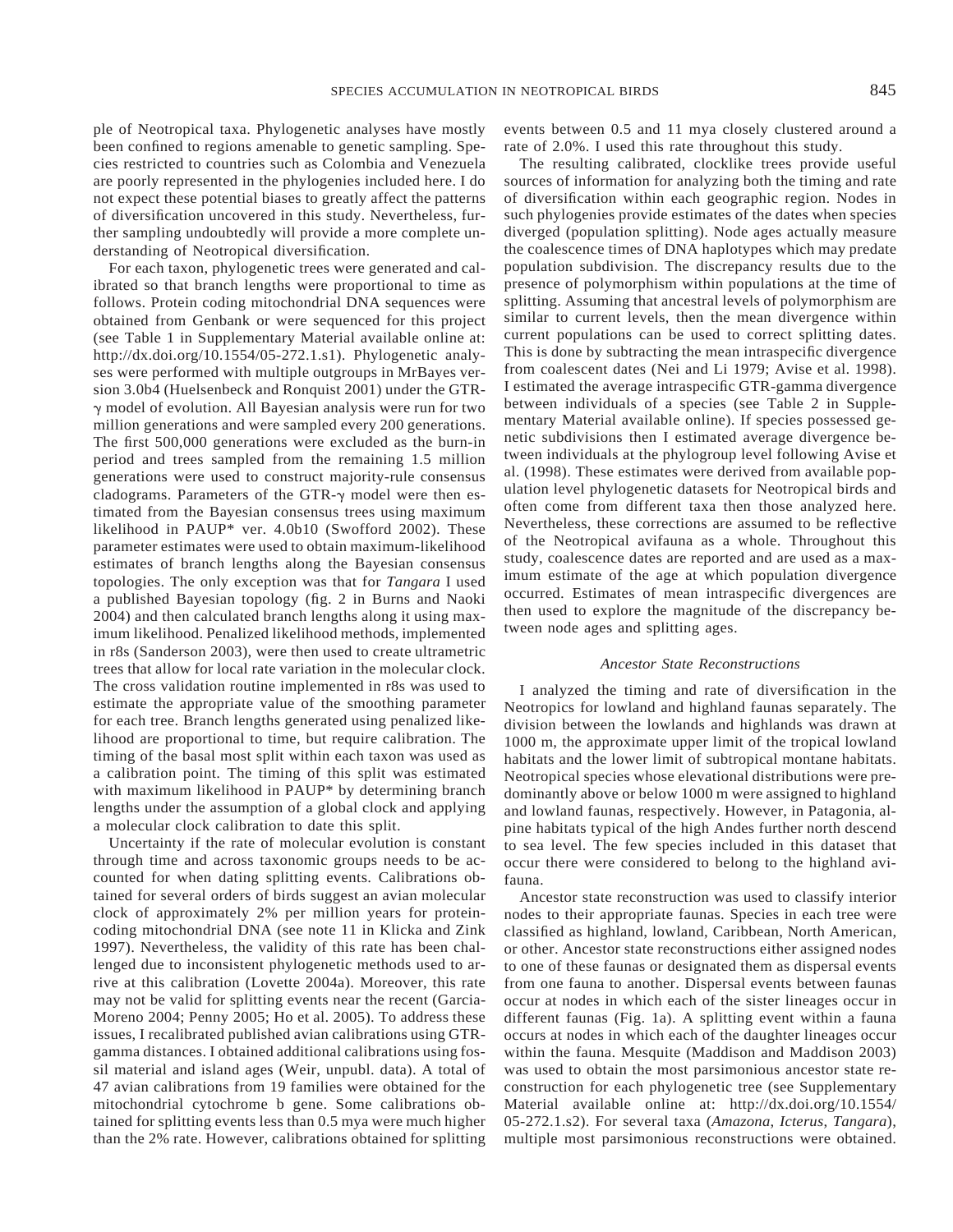ple of Neotropical taxa. Phylogenetic analyses have mostly been confined to regions amenable to genetic sampling. Species restricted to countries such as Colombia and Venezuela are poorly represented in the phylogenies included here. I do not expect these potential biases to greatly affect the patterns of diversification uncovered in this study. Nevertheless, further sampling undoubtedly will provide a more complete understanding of Neotropical diversification.

For each taxon, phylogenetic trees were generated and calibrated so that branch lengths were proportional to time as follows. Protein coding mitochondrial DNA sequences were obtained from Genbank or were sequenced for this project (see Table 1 in Supplementary Material available online at: http://dx.doi.org/10.1554/05-272.1.s1). Phylogenetic analyses were performed with multiple outgroups in MrBayes version 3.0b4 (Huelsenbeck and Ronquist 2001) under the GTR-$\gamma$ model of evolution. All Bayesian analysis were run for two million generations and were sampled every 200 generations. The first 500,000 generations were excluded as the burn-in period and trees sampled from the remaining 1.5 million generations were used to construct majority-rule consensus cladograms. Parameters of the GTR-$\gamma$ model were then estimated from the Bayesian consensus trees using maximum likelihood in PAUP* ver. 4.0b10 (Swofford 2002). These parameter estimates were used to obtain maximum-likelihood estimates of branch lengths along the Bayesian consensus topologies. The only exception was that for *Tangara* I used a published Bayesian topology (fig. 2 in Burns and Naoki 2004) and then calculated branch lengths along it using maximum likelihood. Penalized likelihood methods, implemented in r8s (Sanderson 2003), were then used to create ultrametric trees that allow for local rate variation in the molecular clock. The cross validation routine implemented in r8s was used to estimate the appropriate value of the smoothing parameter for each tree. Branch lengths generated using penalized likelihood are proportional to time, but require calibration. The timing of the basal most split within each taxon was used as a calibration point. The timing of this split was estimated with maximum likelihood in PAUP* by determining branch lengths under the assumption of a global clock and applying a molecular clock calibration to date this split.

Uncertainty if the rate of molecular evolution is constant through time and across taxonomic groups needs to be accounted for when dating splitting events. Calibrations obtained for several orders of birds suggest an avian molecular clock of approximately 2% per million years for protein-coding mitochondrial DNA (see note 11 in Klicka and Zink 1997). Nevertheless, the validity of this rate has been challenged due to inconsistent phylogenetic methods used to arrive at this calibration (Lovette 2004a). Moreover, this rate may not be valid for splitting events near the recent (Garcia-Moreno 2004; Penny 2005; Ho et al. 2005). To address these issues, I recalibrated published avian calibrations using GTR-gamma distances. I obtained additional calibrations using fossil material and island ages (Weir, unpubl. data). A total of 47 avian calibrations from 19 families were obtained for the mitochondrial cytochrome b gene. Some calibrations obtained for splitting events less than 0.5 mya were much higher than the 2% rate. However, calibrations obtained for splitting events between 0.5 and 11 mya closely clustered around a rate of 2.0%. I used this rate throughout this study.

The resulting calibrated, clocklike trees provide useful sources of information for analyzing both the timing and rate of diversification within each geographic region. Nodes in such phylogenies provide estimates of the dates when species diverged (population splitting). Node ages actually measure the coalescence times of DNA haplotypes which may predate population subdivision. The discrepancy results due to the presence of polymorphism within populations at the time of splitting. Assuming that ancestral levels of polymorphism are similar to current levels, then the mean divergence within current populations can be used to correct splitting dates. This is done by subtracting the mean intraspecific divergence from coalescent dates (Nei and Li 1979; Avise et al. 1998). I estimated the average intraspecific GTR-gamma divergence between individuals of a species (see Table 2 in Supplementary Material available online). If species possessed genetic subdivisions then I estimated average divergence between individuals at the phylogroup level following Avise et al. (1998). These estimates were derived from available population level phylogenetic datasets for Neotropical birds and often come from different taxa then those analyzed here. Nevertheless, these corrections are assumed to be reflective of the Neotropical avifauna as a whole. Throughout this study, coalescence dates are reported and are used as a maximum estimate of the age at which population divergence occurred. Estimates of mean intraspecific divergences are then used to explore the magnitude of the discrepancy between node ages and splitting ages.

### *Ancestor State Reconstructions*

I analyzed the timing and rate of diversification in the Neotropics for lowland and highland faunas separately. The division between the lowlands and highlands was drawn at 1000 m, the approximate upper limit of the tropical lowland habitats and the lower limit of subtropical montane habitats. Neotropical species whose elevational distributions were predominantly above or below 1000 m were assigned to highland and lowland faunas, respectively. However, in Patagonia, alpine habitats typical of the high Andes further north descend to sea level. The few species included in this dataset that occur there were considered to belong to the highland avifauna.

Ancestor state reconstruction was used to classify interior nodes to their appropriate faunas. Species in each tree were classified as highland, lowland, Caribbean, North American, or other. Ancestor state reconstructions either assigned nodes to one of these faunas or designated them as dispersal events from one fauna to another. Dispersal events between faunas occur at nodes in which each of the sister lineages occur in different faunas (Fig. 1a). A splitting event within a fauna occurs at nodes in which each of the daughter lineages occur within the fauna. Mesquite (Maddison and Maddison 2003) was used to obtain the most parsimonious ancestor state reconstruction for each phylogenetic tree (see Supplementary Material available online at: http://dx.doi.org/10.1554/05-272.1.s2). For several taxa (*Amazona*, *Icterus*, *Tangara*), multiple most parsimonious reconstructions were obtained.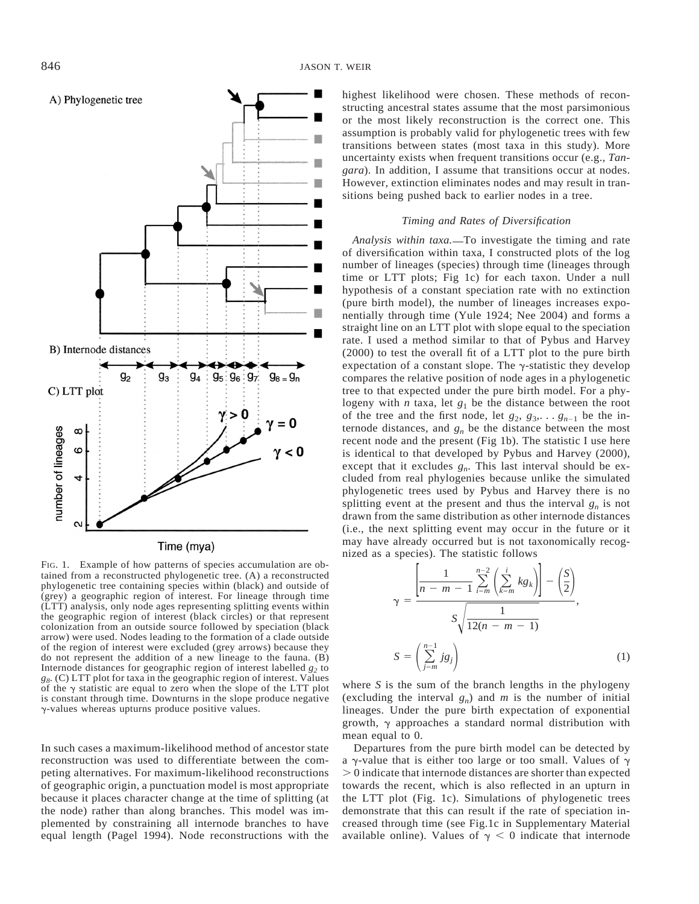A) Phylogenetic tree

B) Internode distances

$g_2$ $g_3$ $g_4$ $g_5$ $g_6$ $g_7$ $g_8 = g_n$

C) LTT plot

$\gamma > 0$ $\gamma = 0$ $\gamma < 0$

number of lineages

2 4 6 8

Time (mya)

FIG. 1. Example of how patterns of species accumulation are obtained from a reconstructed phylogenetic tree. (A) a reconstructed phylogenetic tree containing species within (black) and outside of (grey) a geographic region of interest. For lineage through time (LTT) analysis, only node ages representing splitting events within the geographic region of interest (black circles) or that represent colonization from an outside source followed by speciation (black arrow) were used. Nodes leading to the formation of a clade outside of the region of interest were excluded (grey arrows) because they do not represent the addition of a new lineage to the fauna. (B) Internode distances for geographic region of interest labelled $g_2$ to $g_8$. (C) LTT plot for taxa in the geographic region of interest. Values of the $\gamma$ statistic are equal to zero when the slope of the LTT plot is constant through time. Downturns in the slope produce negative $\gamma$-values whereas upturns produce positive values.

In such cases a maximum-likelihood method of ancestor state reconstruction was used to differentiate between the competing alternatives. For maximum-likelihood reconstructions of geographic origin, a punctuation model is most appropriate because it places character change at the time of splitting (at the node) rather than along branches. This model was implemented by constraining all internode branches to have equal length (Pagel 1994). Node reconstructions with the highest likelihood were chosen. These methods of reconstructing ancestral states assume that the most parsimonious or the most likely reconstruction is the correct one. This assumption is probably valid for phylogenetic trees with few transitions between states (most taxa in this study). More uncertainty exists when frequent transitions occur (e.g., *Tangara*). In addition, I assume that transitions occur at nodes. However, extinction eliminates nodes and may result in transitions being pushed back to earlier nodes in a tree.

### *Timing and Rates of Diversification*

*Analysis within taxa.*—To investigate the timing and rate of diversification within taxa, I constructed plots of the log number of lineages (species) through time (lineages through time or LTT plots; Fig 1c) for each taxon. Under a null hypothesis of a constant speciation rate with no extinction (pure birth model), the number of lineages increases exponentially through time (Yule 1924; Nee 2004) and forms a straight line on an LTT plot with slope equal to the speciation rate. I used a method similar to that of Pybus and Harvey (2000) to test the overall fit of a LTT plot to the pure birth expectation of a constant slope. The $\gamma$-statistic they develop compares the relative position of node ages in a phylogenetic tree to that expected under the pure birth model. For a phylogeny with $n$ taxa, let $g_1$ be the distance between the root of the tree and the first node, let $g_2, g_3, \ldots g_{n-1}$ be the internode distances, and $g_n$ be the distance between the most recent node and the present (Fig 1b). The statistic I use here is identical to that developed by Pybus and Harvey (2000), except that it excludes $g_n$. This last interval should be excluded from real phylogenies because unlike the simulated phylogenetic trees used by Pybus and Harvey there is no splitting event at the present and thus the interval $g_n$ is not drawn from the same distribution as other internode distances (i.e., the next splitting event may occur in the future or it may have already occurred but is not taxonomically recognized as a species). The statistic follows

$$\gamma = \frac{\left[\frac{1}{n-m-1}\sum_{i=m}^{n-2}\left(\sum_{k=m}^{i} kg_k\right)\right] - \left(\frac{S}{2}\right)}{S\sqrt{\frac{1}{12(n-m-1)}}},$$

$$S = \left(\sum_{j=m}^{n-1} jg_j\right) \qquad (1)$$

where $S$ is the sum of the branch lengths in the phylogeny (excluding the interval $g_n$) and $m$ is the number of initial lineages. Under the pure birth expectation of exponential growth, $\gamma$ approaches a standard normal distribution with mean equal to 0.

Departures from the pure birth model can be detected by a $\gamma$-value that is either too large or too small. Values of $\gamma > 0$ indicate that internode distances are shorter than expected towards the recent, which is also reflected in an upturn in the LTT plot (Fig. 1c). Simulations of phylogenetic trees demonstrate that this can result if the rate of speciation increased through time (see Fig.1c in Supplementary Material available online). Values of $\gamma < 0$ indicate that internode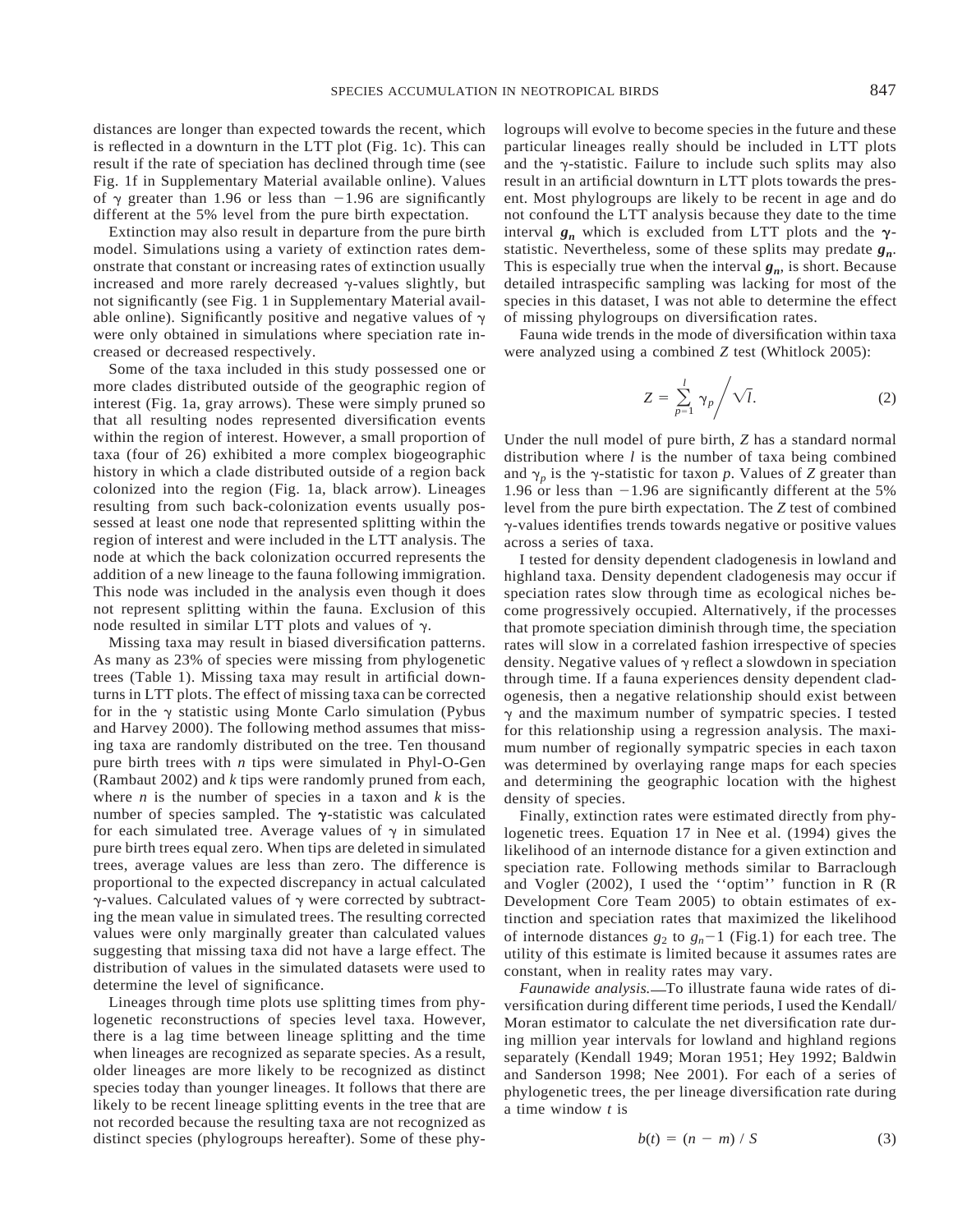distances are longer than expected towards the recent, which is reflected in a downturn in the LTT plot (Fig. 1c). This can result if the rate of speciation has declined through time (see Fig. 1f in Supplementary Material available online). Values of $\gamma$ greater than 1.96 or less than $-1.96$ are significantly different at the 5% level from the pure birth expectation.

Extinction may also result in departure from the pure birth model. Simulations using a variety of extinction rates demonstrate that constant or increasing rates of extinction usually increased and more rarely decreased $\gamma$-values slightly, but not significantly (see Fig. 1 in Supplementary Material available online). Significantly positive and negative values of $\gamma$ were only obtained in simulations where speciation rate increased or decreased respectively.

Some of the taxa included in this study possessed one or more clades distributed outside of the geographic region of interest (Fig. 1a, gray arrows). These were simply pruned so that all resulting nodes represented diversification events within the region of interest. However, a small proportion of taxa (four of 26) exhibited a more complex biogeographic history in which a clade distributed outside of a region back colonized into the region (Fig. 1a, black arrow). Lineages resulting from such back-colonization events usually possessed at least one node that represented splitting within the region of interest and were included in the LTT analysis. The node at which the back colonization occurred represents the addition of a new lineage to the fauna following immigration. This node was included in the analysis even though it does not represent splitting within the fauna. Exclusion of this node resulted in similar LTT plots and values of $\gamma$.

Missing taxa may result in biased diversification patterns. As many as 23% of species were missing from phylogenetic trees (Table 1). Missing taxa may result in artificial downturns in LTT plots. The effect of missing taxa can be corrected for in the $\gamma$ statistic using Monte Carlo simulation (Pybus and Harvey 2000). The following method assumes that missing taxa are randomly distributed on the tree. Ten thousand pure birth trees with $n$ tips were simulated in Phyl-O-Gen (Rambaut 2002) and $k$ tips were randomly pruned from each, where $n$ is the number of species in a taxon and $k$ is the number of species sampled. The $\boldsymbol{\gamma}$-statistic was calculated for each simulated tree. Average values of $\gamma$ in simulated pure birth trees equal zero. When tips are deleted in simulated trees, average values are less than zero. The difference is proportional to the expected discrepancy in actual calculated $\gamma$-values. Calculated values of $\gamma$ were corrected by subtracting the mean value in simulated trees. The resulting corrected values were only marginally greater than calculated values suggesting that missing taxa did not have a large effect. The distribution of values in the simulated datasets were used to determine the level of significance.

Lineages through time plots use splitting times from phylogenetic reconstructions of species level taxa. However, there is a lag time between lineage splitting and the time when lineages are recognized as separate species. As a result, older lineages are more likely to be recognized as distinct species today than younger lineages. It follows that there are likely to be recent lineage splitting events in the tree that are not recorded because the resulting taxa are not recognized as distinct species (phylogroups hereafter). Some of these phylogroups will evolve to become species in the future and these particular lineages really should be included in LTT plots and the $\gamma$-statistic. Failure to include such splits may also result in an artificial downturn in LTT plots towards the present. Most phylogroups are likely to be recent in age and do not confound the LTT analysis because they date to the time interval $\boldsymbol{g_n}$ which is excluded from LTT plots and the $\boldsymbol{\gamma}$-statistic. Nevertheless, some of these splits may predate $\boldsymbol{g_n}$. This is especially true when the interval $\boldsymbol{g_n}$, is short. Because detailed intraspecific sampling was lacking for most of the species in this dataset, I was not able to determine the effect of missing phylogroups on diversification rates.

Fauna wide trends in the mode of diversification within taxa were analyzed using a combined $Z$ test (Whitlock 2005):

$$Z = \sum_{p=1}^{l} \gamma_p \Big/ \sqrt{l}. \tag{2}$$

Under the null model of pure birth, $Z$ has a standard normal distribution where $l$ is the number of taxa being combined and $\gamma_p$ is the $\gamma$-statistic for taxon $p$. Values of $Z$ greater than 1.96 or less than $-1.96$ are significantly different at the 5% level from the pure birth expectation. The $Z$ test of combined $\gamma$-values identifies trends towards negative or positive values across a series of taxa.

I tested for density dependent cladogenesis in lowland and highland taxa. Density dependent cladogenesis may occur if speciation rates slow through time as ecological niches become progressively occupied. Alternatively, if the processes that promote speciation diminish through time, the speciation rates will slow in a correlated fashion irrespective of species density. Negative values of $\gamma$ reflect a slowdown in speciation through time. If a fauna experiences density dependent cladogenesis, then a negative relationship should exist between $\gamma$ and the maximum number of sympatric species. I tested for this relationship using a regression analysis. The maximum number of regionally sympatric species in each taxon was determined by overlaying range maps for each species and determining the geographic location with the highest density of species.

Finally, extinction rates were estimated directly from phylogenetic trees. Equation 17 in Nee et al. (1994) gives the likelihood of an internode distance for a given extinction and speciation rate. Following methods similar to Barraclough and Vogler (2002), I used the ''optim'' function in R (R Development Core Team 2005) to obtain estimates of extinction and speciation rates that maximized the likelihood of internode distances $g_2$ to $g_n-1$ (Fig.1) for each tree. The utility of this estimate is limited because it assumes rates are constant, when in reality rates may vary.

*Faunawide analysis.*—To illustrate fauna wide rates of diversification during different time periods, I used the Kendall/Moran estimator to calculate the net diversification rate during million year intervals for lowland and highland regions separately (Kendall 1949; Moran 1951; Hey 1992; Baldwin and Sanderson 1998; Nee 2001). For each of a series of phylogenetic trees, the per lineage diversification rate during a time window $t$ is

$$b(t) = (n - m) / S \tag{3}$$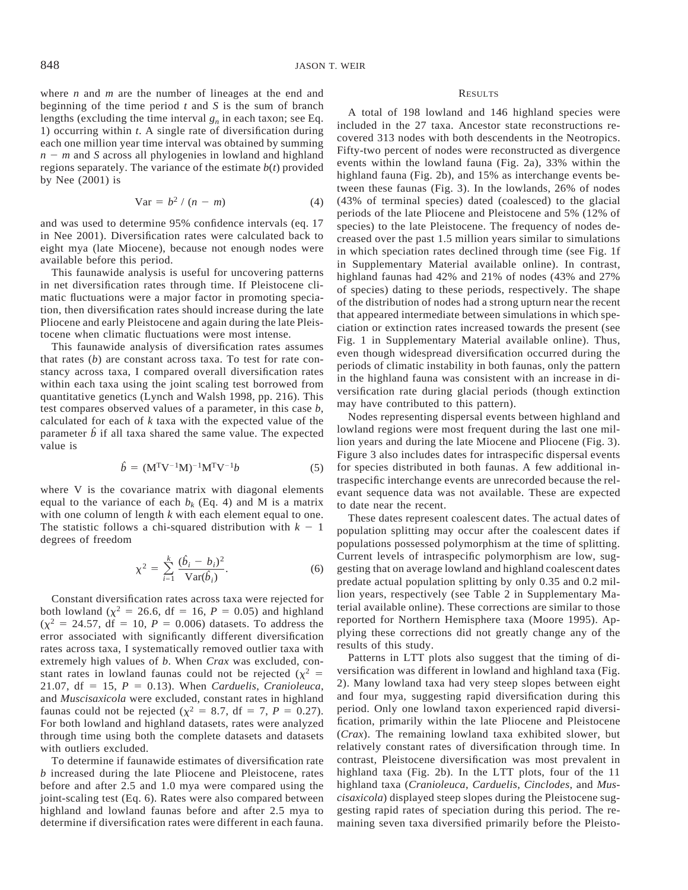where $n$ and $m$ are the number of lineages at the end and beginning of the time period $t$ and $S$ is the sum of branch lengths (excluding the time interval $g_n$ in each taxon; see Eq. 1) occurring within $t$. A single rate of diversification during each one million year time interval was obtained by summing $n - m$ and $S$ across all phylogenies in lowland and highland regions separately. The variance of the estimate $b(t)$ provided by Nee (2001) is

$$\mathrm{Var} = b^2 / (n - m) \tag{4}$$

and was used to determine 95% confidence intervals (eq. 17 in Nee 2001). Diversification rates were calculated back to eight mya (late Miocene), because not enough nodes were available before this period.

This faunawide analysis is useful for uncovering patterns in net diversification rates through time. If Pleistocene climatic fluctuations were a major factor in promoting speciation, then diversification rates should increase during the late Pliocene and early Pleistocene and again during the late Pleistocene when climatic fluctuations were most intense.

This faunawide analysis of diversification rates assumes that rates ($b$) are constant across taxa. To test for rate constancy across taxa, I compared overall diversification rates within each taxa using the joint scaling test borrowed from quantitative genetics (Lynch and Walsh 1998, pp. 216). This test compares observed values of a parameter, in this case $b$, calculated for each of $k$ taxa with the expected value of the parameter $\hat{b}$ if all taxa shared the same value. The expected value is

$$\hat{b} = (\mathrm{M}^{\mathrm{T}}\mathrm{V}^{-1}\mathrm{M})^{-1}\mathrm{M}^{\mathrm{T}}\mathrm{V}^{-1}b \tag{5}$$

where V is the covariance matrix with diagonal elements equal to the variance of each $b_k$ (Eq. 4) and M is a matrix with one column of length $k$ with each element equal to one. The statistic follows a chi-squared distribution with $k - 1$ degrees of freedom

$$\chi^2 = \sum_{i=1}^{k} \frac{(\hat{b}_i - b_i)^2}{\mathrm{Var}(\hat{b}_i)}. \tag{6}$$

Constant diversification rates across taxa were rejected for both lowland ($\chi^2 = 26.6$, df $= 16$, $P = 0.05$) and highland ($\chi^2 = 24.57$, df $= 10$, $P = 0.006$) datasets. To address the error associated with significantly different diversification rates across taxa, I systematically removed outlier taxa with extremely high values of $b$. When *Crax* was excluded, constant rates in lowland faunas could not be rejected ($\chi^2 = 21.07$, df $= 15$, $P = 0.13$). When *Carduelis*, *Cranioleuca*, and *Muscisaxicola* were excluded, constant rates in highland faunas could not be rejected ($\chi^2 = 8.7$, df $= 7$, $P = 0.27$). For both lowland and highland datasets, rates were analyzed through time using both the complete datasets and datasets with outliers excluded.

To determine if faunawide estimates of diversification rate $b$ increased during the late Pliocene and Pleistocene, rates before and after 2.5 and 1.0 mya were compared using the joint-scaling test (Eq. 6). Rates were also compared between highland and lowland faunas before and after 2.5 mya to determine if diversification rates were different in each fauna.

## Results

A total of 198 lowland and 146 highland species were included in the 27 taxa. Ancestor state reconstructions recovered 313 nodes with both descendents in the Neotropics. Fifty-two percent of nodes were reconstructed as divergence events within the lowland fauna (Fig. 2a), 33% within the highland fauna (Fig. 2b), and 15% as interchange events between these faunas (Fig. 3). In the lowlands, 26% of nodes (43% of terminal species) dated (coalesced) to the glacial periods of the late Pliocene and Pleistocene and 5% (12% of species) to the late Pleistocene. The frequency of nodes decreased over the past 1.5 million years similar to simulations in which speciation rates declined through time (see Fig. 1f in Supplementary Material available online). In contrast, highland faunas had 42% and 21% of nodes (43% and 27% of species) dating to these periods, respectively. The shape of the distribution of nodes had a strong upturn near the recent that appeared intermediate between simulations in which speciation or extinction rates increased towards the present (see Fig. 1 in Supplementary Material available online). Thus, even though widespread diversification occurred during the periods of climatic instability in both faunas, only the pattern in the highland fauna was consistent with an increase in diversification rate during glacial periods (though extinction may have contributed to this pattern).

Nodes representing dispersal events between highland and lowland regions were most frequent during the last one million years and during the late Miocene and Pliocene (Fig. 3). Figure 3 also includes dates for intraspecific dispersal events for species distributed in both faunas. A few additional intraspecific interchange events are unrecorded because the relevant sequence data was not available. These are expected to date near the recent.

These dates represent coalescent dates. The actual dates of population splitting may occur after the coalescent dates if populations possessed polymorphism at the time of splitting. Current levels of intraspecific polymorphism are low, suggesting that on average lowland and highland coalescent dates predate actual population splitting by only 0.35 and 0.2 million years, respectively (see Table 2 in Supplementary Material available online). These corrections are similar to those reported for Northern Hemisphere taxa (Moore 1995). Applying these corrections did not greatly change any of the results of this study.

Patterns in LTT plots also suggest that the timing of diversification was different in lowland and highland taxa (Fig. 2). Many lowland taxa had very steep slopes between eight and four mya, suggesting rapid diversification during this period. Only one lowland taxon experienced rapid diversification, primarily within the late Pliocene and Pleistocene (*Crax*). The remaining lowland taxa exhibited slower, but relatively constant rates of diversification through time. In contrast, Pleistocene diversification was most prevalent in highland taxa (Fig. 2b). In the LTT plots, four of the 11 highland taxa (*Cranioleuca*, *Carduelis*, *Cinclodes*, and *Muscisaxicola*) displayed steep slopes during the Pleistocene suggesting rapid rates of speciation during this period. The remaining seven taxa diversified primarily before the Pleisto-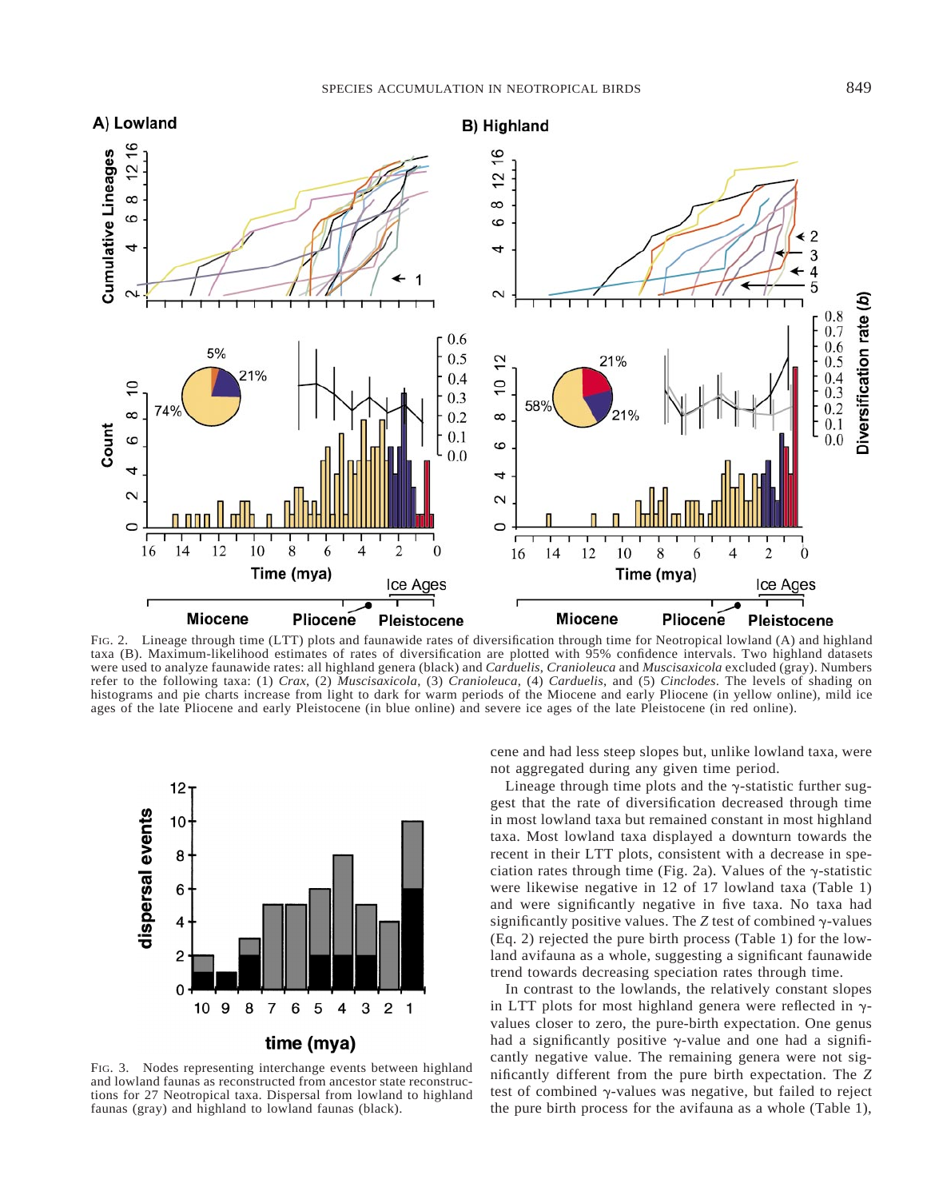FIG. 2. Lineage through time (LTT) plots and faunawide rates of diversification through time for Neotropical lowland (A) and highland taxa (B). Maximum-likelihood estimates of rates of diversification are plotted with 95% confidence intervals. Two highland datasets were used to analyze faunawide rates: all highland genera (black) and *Carduelis*, *Cranioleuca* and *Muscisaxicola* excluded (gray). Numbers refer to the following taxa: (1) *Crax*, (2) *Muscisaxicola*, (3) *Cranioleuca*, (4) *Carduelis*, and (5) *Cinclodes*. The levels of shading on histograms and pie charts increase from light to dark for warm periods of the Miocene and early Pliocene (in yellow online), mild ice ages of the late Pliocene and early Pleistocene (in blue online) and severe ice ages of the late Pleistocene (in red online).

FIG. 3. Nodes representing interchange events between highland and lowland faunas as reconstructed from ancestor state reconstructions for 27 Neotropical taxa. Dispersal from lowland to highland faunas (gray) and highland to lowland faunas (black).

cene and had less steep slopes but, unlike lowland taxa, were not aggregated during any given time period.

Lineage through time plots and the $\gamma$-statistic further suggest that the rate of diversification decreased through time in most lowland taxa but remained constant in most highland taxa. Most lowland taxa displayed a downturn towards the recent in their LTT plots, consistent with a decrease in speciation rates through time (Fig. 2a). Values of the $\gamma$-statistic were likewise negative in 12 of 17 lowland taxa (Table 1) and were significantly negative in five taxa. No taxa had significantly positive values. The $Z$ test of combined $\gamma$-values (Eq. 2) rejected the pure birth process (Table 1) for the lowland avifauna as a whole, suggesting a significant faunawide trend towards decreasing speciation rates through time.

In contrast to the lowlands, the relatively constant slopes in LTT plots for most highland genera were reflected in $\gamma$-values closer to zero, the pure-birth expectation. One genus had a significantly positive $\gamma$-value and one had a significantly negative value. The remaining genera were not significantly different from the pure birth expectation. The $Z$ test of combined $\gamma$-values was negative, but failed to reject the pure birth process for the avifauna as a whole (Table 1),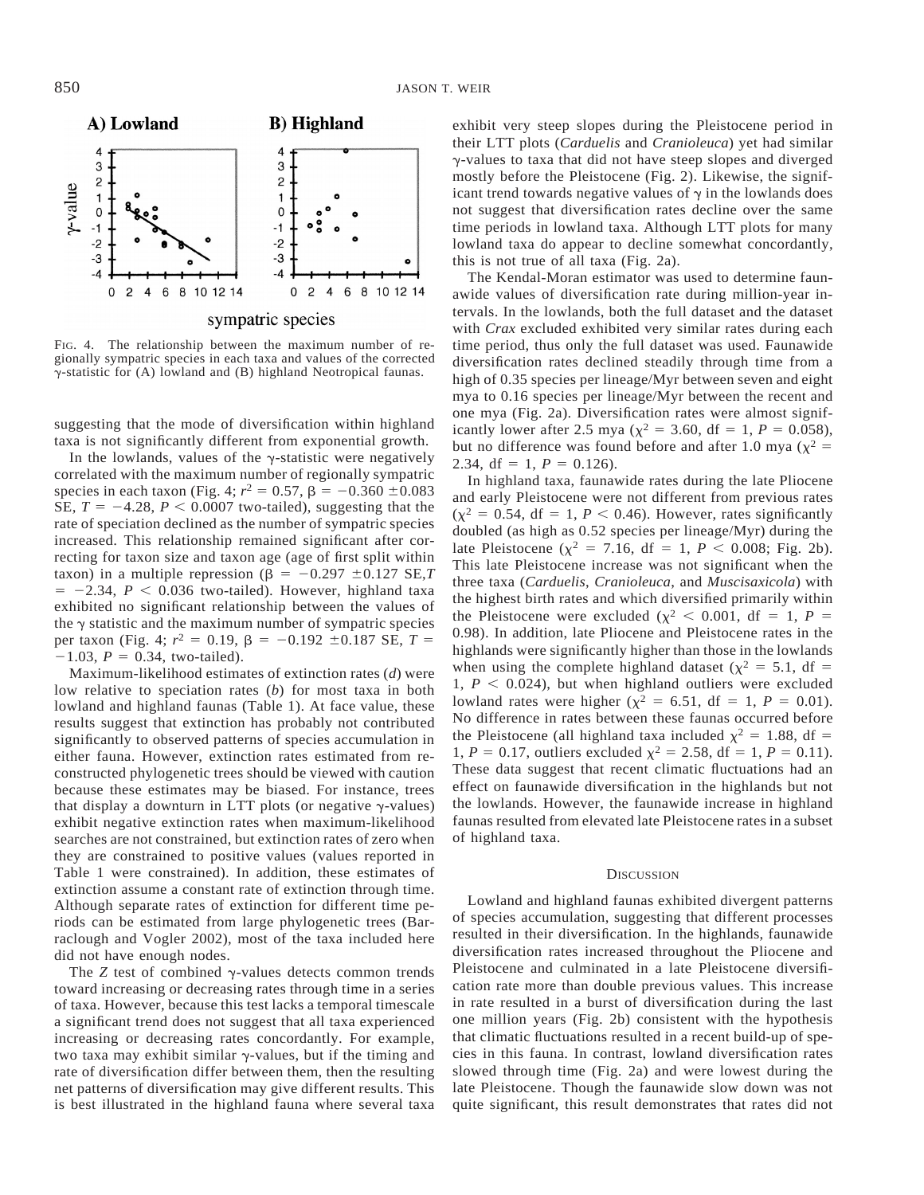FIG. 4. The relationship between the maximum number of regionally sympatric species in each taxa and values of the corrected γ-statistic for (A) lowland and (B) highland Neotropical faunas.

suggesting that the mode of diversification within highland taxa is not significantly different from exponential growth.

In the lowlands, values of the γ-statistic were negatively correlated with the maximum number of regionally sympatric species in each taxon (Fig. 4; $r^2 = 0.57$, $\beta = -0.360 \pm 0.083$ SE, $T = -4.28$, $P < 0.0007$ two-tailed), suggesting that the rate of speciation declined as the number of sympatric species increased. This relationship remained significant after correcting for taxon size and taxon age (age of first split within taxon) in a multiple repression ($\beta = -0.297 \pm 0.127$ SE,$T = -2.34$, $P < 0.036$ two-tailed). However, highland taxa exhibited no significant relationship between the values of the γ statistic and the maximum number of sympatric species per taxon (Fig. 4; $r^2 = 0.19$, $\beta = -0.192 \pm 0.187$ SE, $T = -1.03$, $P = 0.34$, two-tailed).

Maximum-likelihood estimates of extinction rates ($d$) were low relative to speciation rates ($b$) for most taxa in both lowland and highland faunas (Table 1). At face value, these results suggest that extinction has probably not contributed significantly to observed patterns of species accumulation in either fauna. However, extinction rates estimated from reconstructed phylogenetic trees should be viewed with caution because these estimates may be biased. For instance, trees that display a downturn in LTT plots (or negative γ-values) exhibit negative extinction rates when maximum-likelihood searches are not constrained, but extinction rates of zero when they are constrained to positive values (values reported in Table 1 were constrained). In addition, these estimates of extinction assume a constant rate of extinction through time. Although separate rates of extinction for different time periods can be estimated from large phylogenetic trees (Barraclough and Vogler 2002), most of the taxa included here did not have enough nodes.

The $Z$ test of combined γ-values detects common trends toward increasing or decreasing rates through time in a series of taxa. However, because this test lacks a temporal timescale a significant trend does not suggest that all taxa experienced increasing or decreasing rates concordantly. For example, two taxa may exhibit similar γ-values, but if the timing and rate of diversification differ between them, then the resulting net patterns of diversification may give different results. This is best illustrated in the highland fauna where several taxa exhibit very steep slopes during the Pleistocene period in their LTT plots (*Carduelis* and *Cranioleuca*) yet had similar γ-values to taxa that did not have steep slopes and diverged mostly before the Pleistocene (Fig. 2). Likewise, the significant trend towards negative values of γ in the lowlands does not suggest that diversification rates decline over the same time periods in lowland taxa. Although LTT plots for many lowland taxa do appear to decline somewhat concordantly, this is not true of all taxa (Fig. 2a).

The Kendal-Moran estimator was used to determine faunawide values of diversification rate during million-year intervals. In the lowlands, both the full dataset and the dataset with *Crax* excluded exhibited very similar rates during each time period, thus only the full dataset was used. Faunawide diversification rates declined steadily through time from a high of 0.35 species per lineage/Myr between seven and eight mya to 0.16 species per lineage/Myr between the recent and one mya (Fig. 2a). Diversification rates were almost significantly lower after 2.5 mya ($\chi^2 = 3.60$, df = 1, $P = 0.058$), but no difference was found before and after 1.0 mya ($\chi^2 = 2.34$, df = 1, $P = 0.126$).

In highland taxa, faunawide rates during the late Pliocene and early Pleistocene were not different from previous rates ($\chi^2 = 0.54$, df = 1, $P < 0.46$). However, rates significantly doubled (as high as 0.52 species per lineage/Myr) during the late Pleistocene ($\chi^2 = 7.16$, df = 1, $P < 0.008$; Fig. 2b). This late Pleistocene increase was not significant when the three taxa (*Carduelis*, *Cranioleuca*, and *Muscisaxicola*) with the highest birth rates and which diversified primarily within the Pleistocene were excluded ($\chi^2 < 0.001$, df = 1, $P = 0.98$). In addition, late Pliocene and Pleistocene rates in the highlands were significantly higher than those in the lowlands when using the complete highland dataset ($\chi^2 = 5.1$, df = 1, $P < 0.024$), but when highland outliers were excluded lowland rates were higher ($\chi^2 = 6.51$, df = 1, $P = 0.01$). No difference in rates between these faunas occurred before the Pleistocene (all highland taxa included $\chi^2 = 1.88$, df = 1, $P = 0.17$, outliers excluded $\chi^2 = 2.58$, df = 1, $P = 0.11$). These data suggest that recent climatic fluctuations had an effect on faunawide diversification in the highlands but not the lowlands. However, the faunawide increase in highland faunas resulted from elevated late Pleistocene rates in a subset of highland taxa.

## DISCUSSION

Lowland and highland faunas exhibited divergent patterns of species accumulation, suggesting that different processes resulted in their diversification. In the highlands, faunawide diversification rates increased throughout the Pliocene and Pleistocene and culminated in a late Pleistocene diversification rate more than double previous values. This increase in rate resulted in a burst of diversification during the last one million years (Fig. 2b) consistent with the hypothesis that climatic fluctuations resulted in a recent build-up of species in this fauna. In contrast, lowland diversification rates slowed through time (Fig. 2a) and were lowest during the late Pleistocene. Though the faunawide slow down was not quite significant, this result demonstrates that rates did not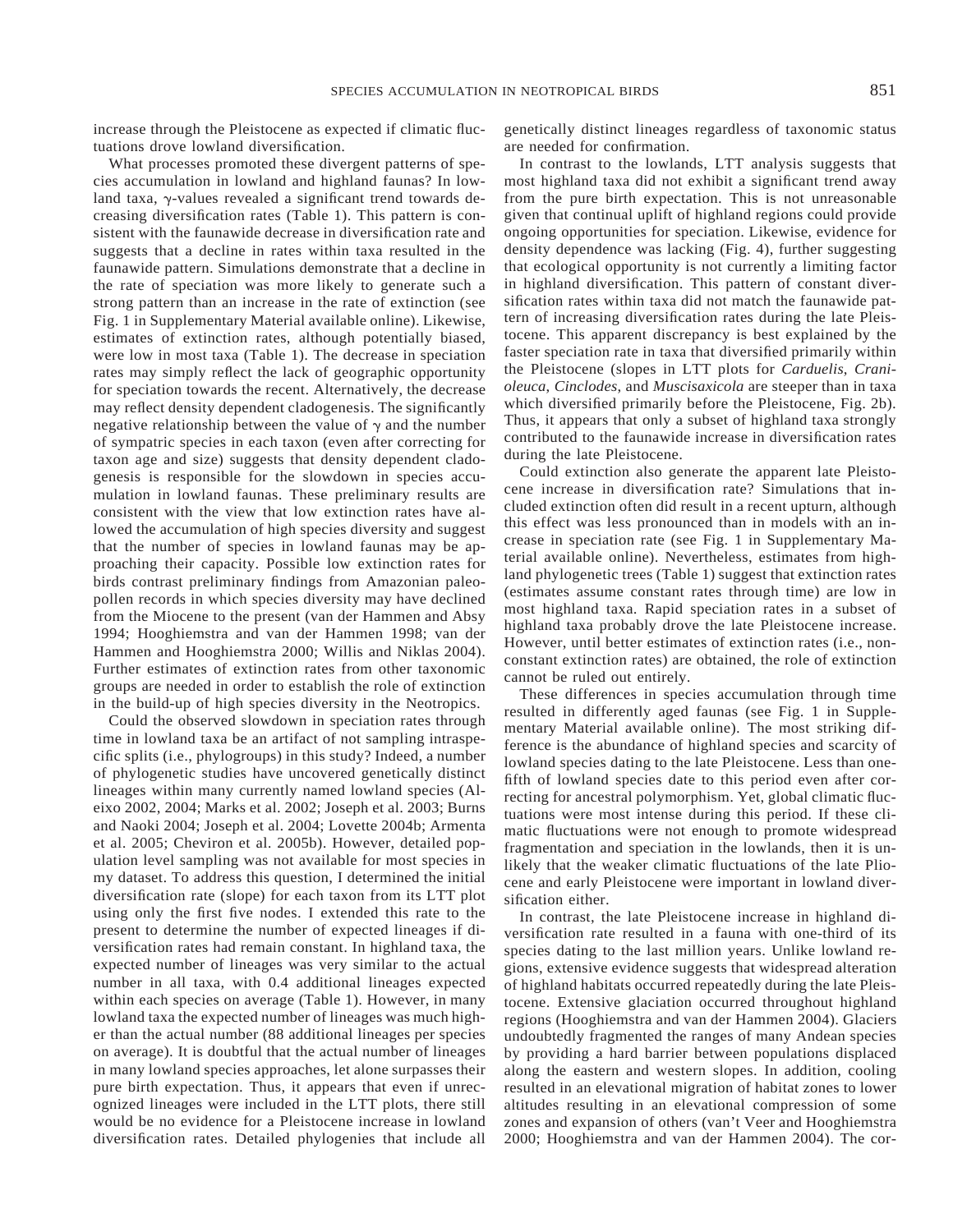increase through the Pleistocene as expected if climatic fluctuations drove lowland diversification.

What processes promoted these divergent patterns of species accumulation in lowland and highland faunas? In lowland taxa, $\gamma$-values revealed a significant trend towards decreasing diversification rates (Table 1). This pattern is consistent with the faunawide decrease in diversification rate and suggests that a decline in rates within taxa resulted in the faunawide pattern. Simulations demonstrate that a decline in the rate of speciation was more likely to generate such a strong pattern than an increase in the rate of extinction (see Fig. 1 in Supplementary Material available online). Likewise, estimates of extinction rates, although potentially biased, were low in most taxa (Table 1). The decrease in speciation rates may simply reflect the lack of geographic opportunity for speciation towards the recent. Alternatively, the decrease may reflect density dependent cladogenesis. The significantly negative relationship between the value of $\gamma$ and the number of sympatric species in each taxon (even after correcting for taxon age and size) suggests that density dependent cladogenesis is responsible for the slowdown in species accumulation in lowland faunas. These preliminary results are consistent with the view that low extinction rates have allowed the accumulation of high species diversity and suggest that the number of species in lowland faunas may be approaching their capacity. Possible low extinction rates for birds contrast preliminary findings from Amazonian paleopollen records in which species diversity may have declined from the Miocene to the present (van der Hammen and Absy 1994; Hooghiemstra and van der Hammen 1998; van der Hammen and Hooghiemstra 2000; Willis and Niklas 2004). Further estimates of extinction rates from other taxonomic groups are needed in order to establish the role of extinction in the build-up of high species diversity in the Neotropics.

Could the observed slowdown in speciation rates through time in lowland taxa be an artifact of not sampling intraspecific splits (i.e., phylogroups) in this study? Indeed, a number of phylogenetic studies have uncovered genetically distinct lineages within many currently named lowland species (Aleixo 2002, 2004; Marks et al. 2002; Joseph et al. 2003; Burns and Naoki 2004; Joseph et al. 2004; Lovette 2004b; Armenta et al. 2005; Cheviron et al. 2005b). However, detailed population level sampling was not available for most species in my dataset. To address this question, I determined the initial diversification rate (slope) for each taxon from its LTT plot using only the first five nodes. I extended this rate to the present to determine the number of expected lineages if diversification rates had remain constant. In highland taxa, the expected number of lineages was very similar to the actual number in all taxa, with 0.4 additional lineages expected within each species on average (Table 1). However, in many lowland taxa the expected number of lineages was much higher than the actual number (88 additional lineages per species on average). It is doubtful that the actual number of lineages in many lowland species approaches, let alone surpasses their pure birth expectation. Thus, it appears that even if unrecognized lineages were included in the LTT plots, there still would be no evidence for a Pleistocene increase in lowland diversification rates. Detailed phylogenies that include all genetically distinct lineages regardless of taxonomic status are needed for confirmation.

In contrast to the lowlands, LTT analysis suggests that most highland taxa did not exhibit a significant trend away from the pure birth expectation. This is not unreasonable given that continual uplift of highland regions could provide ongoing opportunities for speciation. Likewise, evidence for density dependence was lacking (Fig. 4), further suggesting that ecological opportunity is not currently a limiting factor in highland diversification. This pattern of constant diversification rates within taxa did not match the faunawide pattern of increasing diversification rates during the late Pleistocene. This apparent discrepancy is best explained by the faster speciation rate in taxa that diversified primarily within the Pleistocene (slopes in LTT plots for *Carduelis*, *Cranioleuca*, *Cinclodes*, and *Muscisaxicola* are steeper than in taxa which diversified primarily before the Pleistocene, Fig. 2b). Thus, it appears that only a subset of highland taxa strongly contributed to the faunawide increase in diversification rates during the late Pleistocene.

Could extinction also generate the apparent late Pleistocene increase in diversification rate? Simulations that included extinction often did result in a recent upturn, although this effect was less pronounced than in models with an increase in speciation rate (see Fig. 1 in Supplementary Material available online). Nevertheless, estimates from highland phylogenetic trees (Table 1) suggest that extinction rates (estimates assume constant rates through time) are low in most highland taxa. Rapid speciation rates in a subset of highland taxa probably drove the late Pleistocene increase. However, until better estimates of extinction rates (i.e., nonconstant extinction rates) are obtained, the role of extinction cannot be ruled out entirely.

These differences in species accumulation through time resulted in differently aged faunas (see Fig. 1 in Supplementary Material available online). The most striking difference is the abundance of highland species and scarcity of lowland species dating to the late Pleistocene. Less than one-fifth of lowland species date to this period even after correcting for ancestral polymorphism. Yet, global climatic fluctuations were most intense during this period. If these climatic fluctuations were not enough to promote widespread fragmentation and speciation in the lowlands, then it is unlikely that the weaker climatic fluctuations of the late Pliocene and early Pleistocene were important in lowland diversification either.

In contrast, the late Pleistocene increase in highland diversification rate resulted in a fauna with one-third of its species dating to the last million years. Unlike lowland regions, extensive evidence suggests that widespread alteration of highland habitats occurred repeatedly during the late Pleistocene. Extensive glaciation occurred throughout highland regions (Hooghiemstra and van der Hammen 2004). Glaciers undoubtedly fragmented the ranges of many Andean species by providing a hard barrier between populations displaced along the eastern and western slopes. In addition, cooling resulted in an elevational migration of habitat zones to lower altitudes resulting in an elevational compression of some zones and expansion of others (van't Veer and Hooghiemstra 2000; Hooghiemstra and van der Hammen 2004). The cor-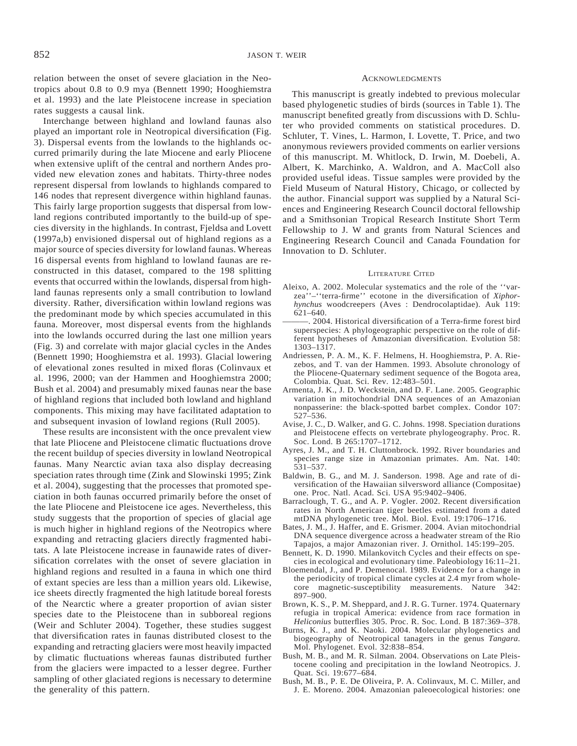relation between the onset of severe glaciation in the Neotropics about 0.8 to 0.9 mya (Bennett 1990; Hooghiemstra et al. 1993) and the late Pleistocene increase in speciation rates suggests a causal link.

Interchange between highland and lowland faunas also played an important role in Neotropical diversification (Fig. 3). Dispersal events from the lowlands to the highlands occurred primarily during the late Miocene and early Pliocene when extensive uplift of the central and northern Andes provided new elevation zones and habitats. Thirty-three nodes represent dispersal from lowlands to highlands compared to 146 nodes that represent divergence within highland faunas. This fairly large proportion suggests that dispersal from lowland regions contributed importantly to the build-up of species diversity in the highlands. In contrast, Fjeldsa and Lovett (1997a,b) envisioned dispersal out of highland regions as a major source of species diversity for lowland faunas. Whereas 16 dispersal events from highland to lowland faunas are reconstructed in this dataset, compared to the 198 splitting events that occurred within the lowlands, dispersal from highland faunas represents only a small contribution to lowland diversity. Rather, diversification within lowland regions was the predominant mode by which species accumulated in this fauna. Moreover, most dispersal events from the highlands into the lowlands occurred during the last one million years (Fig. 3) and correlate with major glacial cycles in the Andes (Bennett 1990; Hooghiemstra et al. 1993). Glacial lowering of elevational zones resulted in mixed floras (Colinvaux et al. 1996, 2000; van der Hammen and Hooghiemstra 2000; Bush et al. 2004) and presumably mixed faunas near the base of highland regions that included both lowland and highland components. This mixing may have facilitated adaptation to and subsequent invasion of lowland regions (Rull 2005).

These results are inconsistent with the once prevalent view that late Pliocene and Pleistocene climatic fluctuations drove the recent buildup of species diversity in lowland Neotropical faunas. Many Nearctic avian taxa also display decreasing speciation rates through time (Zink and Slowinski 1995; Zink et al. 2004), suggesting that the processes that promoted speciation in both faunas occurred primarily before the onset of the late Pliocene and Pleistocene ice ages. Nevertheless, this study suggests that the proportion of species of glacial age is much higher in highland regions of the Neotropics where expanding and retracting glaciers directly fragmented habitats. A late Pleistocene increase in faunawide rates of diversification correlates with the onset of severe glaciation in highland regions and resulted in a fauna in which one third of extant species are less than a million years old. Likewise, ice sheets directly fragmented the high latitude boreal forests of the Nearctic where a greater proportion of avian sister species date to the Pleistocene than in subboreal regions (Weir and Schluter 2004). Together, these studies suggest that diversification rates in faunas distributed closest to the expanding and retracting glaciers were most heavily impacted by climatic fluctuations whereas faunas distributed further from the glaciers were impacted to a lesser degree. Further sampling of other glaciated regions is necessary to determine the generality of this pattern.

## Acknowledgments

This manuscript is greatly indebted to previous molecular based phylogenetic studies of birds (sources in Table 1). The manuscript benefited greatly from discussions with D. Schluter who provided comments on statistical procedures. D. Schluter, T. Vines, L. Harmon, I. Lovette, T. Price, and two anonymous reviewers provided comments on earlier versions of this manuscript. M. Whitlock, D. Irwin, M. Doebeli, A. Albert, K. Marchinko, A. Waldron, and A. MacColl also provided useful ideas. Tissue samples were provided by the Field Museum of Natural History, Chicago, or collected by the author. Financial support was supplied by a Natural Sciences and Engineering Research Council doctoral fellowship and a Smithsonian Tropical Research Institute Short Term Fellowship to J. W and grants from Natural Sciences and Engineering Research Council and Canada Foundation for Innovation to D. Schluter.

## Literature Cited

Aleixo, A. 2002. Molecular systematics and the role of the ''varzea''–''terra-firme'' ecotone in the diversification of *Xiphorhynchus* woodcreepers (Aves : Dendrocolaptidae). Auk 119: 621–640.

———. 2004. Historical diversification of a Terra-firme forest bird superspecies: A phylogeographic perspective on the role of different hypotheses of Amazonian diversification. Evolution 58: 1303–1317.

Andriessen, P. A. M., K. F. Helmens, H. Hooghiemstra, P. A. Riezebos, and T. van der Hammen. 1993. Absolute chronology of the Pliocene-Quaternary sediment sequence of the Bogota area, Colombia. Quat. Sci. Rev. 12:483–501.

Armenta, J. K., J. D. Weckstein, and D. F. Lane. 2005. Geographic variation in mitochondrial DNA sequences of an Amazonian nonpasserine: the black-spotted barbet complex. Condor 107: 527–536.

Avise, J. C., D. Walker, and G. C. Johns. 1998. Speciation durations and Pleistocene effects on vertebrate phylogeography. Proc. R. Soc. Lond. B 265:1707–1712.

Ayres, J. M., and T. H. Cluttonbrock. 1992. River boundaries and species range size in Amazonian primates. Am. Nat. 140: 531–537.

Baldwin, B. G., and M. J. Sanderson. 1998. Age and rate of diversification of the Hawaiian silversword alliance (Compositae) one. Proc. Natl. Acad. Sci. USA 95:9402–9406.

Barraclough, T. G., and A. P. Vogler. 2002. Recent diversification rates in North American tiger beetles estimated from a dated mtDNA phylogenetic tree. Mol. Biol. Evol. 19:1706–1716.

Bates, J. M., J. Haffer, and E. Grismer. 2004. Avian mitochondrial DNA sequence divergence across a headwater stream of the Rio Tapajos, a major Amazonian river. J. Ornithol. 145:199–205.

Bennett, K. D. 1990. Milankovitch Cycles and their effects on species in ecological and evolutionary time. Paleobiology 16:11–21.

Bloemendal, J., and P. Demenocal. 1989. Evidence for a change in the periodicity of tropical climate cycles at 2.4 myr from whole-core magnetic-susceptibility measurements. Nature 342: 897–900.

Brown, K. S., P. M. Sheppard, and J. R. G. Turner. 1974. Quaternary refugia in tropical America: evidence from race formation in *Heliconius* butterflies 305. Proc. R. Soc. Lond. B 187:369–378.

Burns, K. J., and K. Naoki. 2004. Molecular phylogenetics and biogeography of Neotropical tanagers in the genus *Tangara*. Mol. Phylogenet. Evol. 32:838–854.

Bush, M. B., and M. R. Silman. 2004. Observations on Late Pleistocene cooling and precipitation in the lowland Neotropics. J. Quat. Sci. 19:677–684.

Bush, M. B., P. E. De Oliveira, P. A. Colinvaux, M. C. Miller, and J. E. Moreno. 2004. Amazonian paleoecological histories: one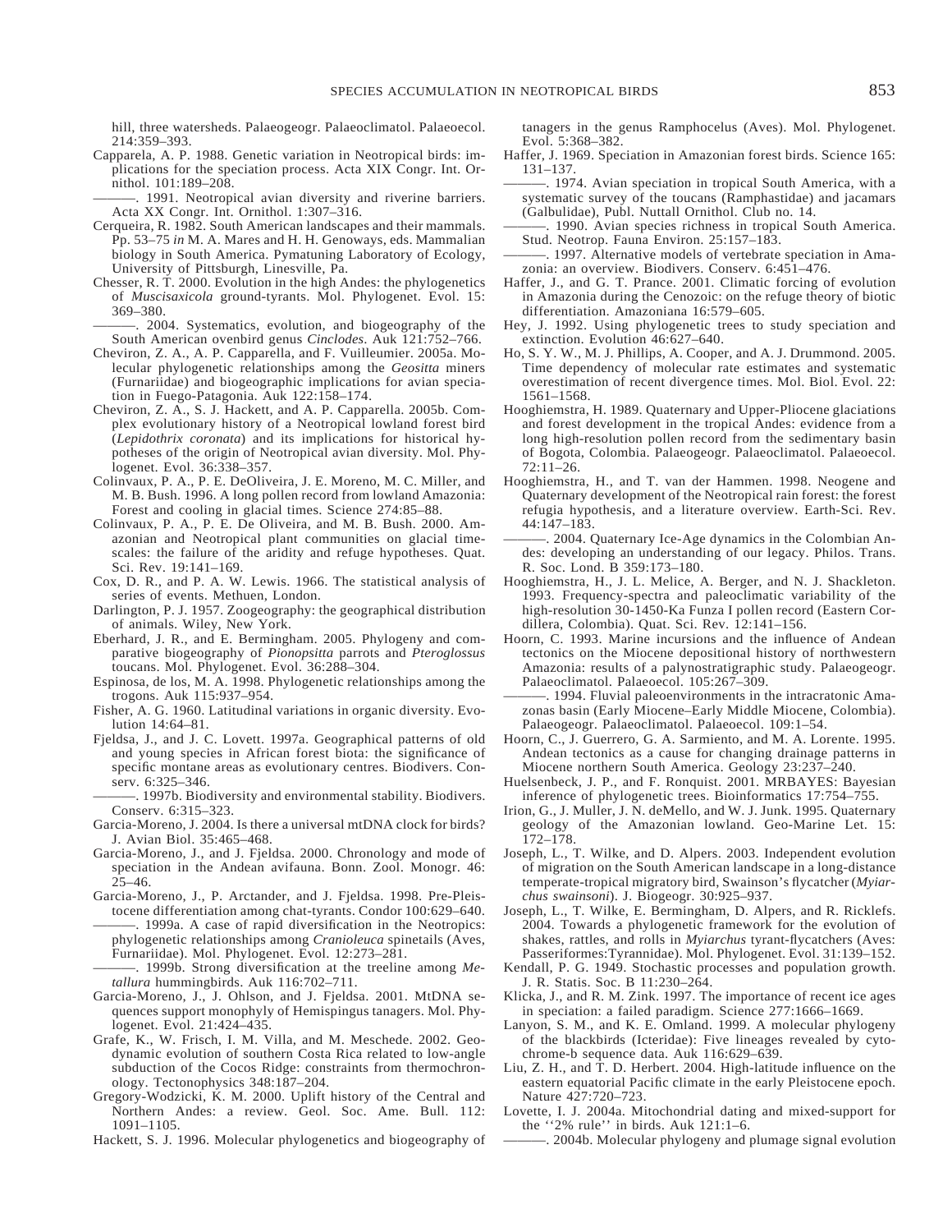hill, three watersheds. Palaeogeogr. Palaeoclimatol. Palaeoecol. 214:359–393.

Capparela, A. P. 1988. Genetic variation in Neotropical birds: implications for the speciation process. Acta XIX Congr. Int. Ornithol. 101:189–208.

———. 1991. Neotropical avian diversity and riverine barriers. Acta XX Congr. Int. Ornithol. 1:307–316.

Cerqueira, R. 1982. South American landscapes and their mammals. Pp. 53–75 *in* M. A. Mares and H. H. Genoways, eds. Mammalian biology in South America. Pymatuning Laboratory of Ecology, University of Pittsburgh, Linesville, Pa.

Chesser, R. T. 2000. Evolution in the high Andes: the phylogenetics of *Muscisaxicola* ground-tyrants. Mol. Phylogenet. Evol. 15: 369–380.

———. 2004. Systematics, evolution, and biogeography of the South American ovenbird genus *Cinclodes*. Auk 121:752–766.

Cheviron, Z. A., A. P. Capparella, and F. Vuilleumier. 2005a. Molecular phylogenetic relationships among the *Geositta* miners (Furnariidae) and biogeographic implications for avian speciation in Fuego-Patagonia. Auk 122:158–174.

Cheviron, Z. A., S. J. Hackett, and A. P. Capparella. 2005b. Complex evolutionary history of a Neotropical lowland forest bird (*Lepidothrix coronata*) and its implications for historical hypotheses of the origin of Neotropical avian diversity. Mol. Phylogenet. Evol. 36:338–357.

Colinvaux, P. A., P. E. DeOliveira, J. E. Moreno, M. C. Miller, and M. B. Bush. 1996. A long pollen record from lowland Amazonia: Forest and cooling in glacial times. Science 274:85–88.

Colinvaux, P. A., P. E. De Oliveira, and M. B. Bush. 2000. Amazonian and Neotropical plant communities on glacial timescales: the failure of the aridity and refuge hypotheses. Quat. Sci. Rev. 19:141–169.

Cox, D. R., and P. A. W. Lewis. 1966. The statistical analysis of series of events. Methuen, London.

Darlington, P. J. 1957. Zoogeography: the geographical distribution of animals. Wiley, New York.

Eberhard, J. R., and E. Bermingham. 2005. Phylogeny and comparative biogeography of *Pionopsitta* parrots and *Pteroglossus* toucans. Mol. Phylogenet. Evol. 36:288–304.

Espinosa, de los, M. A. 1998. Phylogenetic relationships among the trogons. Auk 115:937–954.

Fisher, A. G. 1960. Latitudinal variations in organic diversity. Evolution 14:64–81.

Fjeldsa, J., and J. C. Lovett. 1997a. Geographical patterns of old and young species in African forest biota: the significance of specific montane areas as evolutionary centres. Biodivers. Conserv. 6:325–346.

———. 1997b. Biodiversity and environmental stability. Biodivers. Conserv. 6:315–323.

Garcia-Moreno, J. 2004. Is there a universal mtDNA clock for birds? J. Avian Biol. 35:465–468.

Garcia-Moreno, J., and J. Fjeldsa. 2000. Chronology and mode of speciation in the Andean avifauna. Bonn. Zool. Monogr. 46: 25–46.

Garcia-Moreno, J., P. Arctander, and J. Fjeldsa. 1998. Pre-Pleistocene differentiation among chat-tyrants. Condor 100:629–640.

———. 1999a. A case of rapid diversification in the Neotropics: phylogenetic relationships among *Cranioleuca* spinetails (Aves, Furnariidae). Mol. Phylogenet. Evol. 12:273–281.

———. 1999b. Strong diversification at the treeline among *Metallura* hummingbirds. Auk 116:702–711.

Garcia-Moreno, J., J. Ohlson, and J. Fjeldsa. 2001. MtDNA sequences support monophyly of Hemispingus tanagers. Mol. Phylogenet. Evol. 21:424–435.

Grafe, K., W. Frisch, I. M. Villa, and M. Meschede. 2002. Geodynamic evolution of southern Costa Rica related to low-angle subduction of the Cocos Ridge: constraints from thermochronology. Tectonophysics 348:187–204.

Gregory-Wodzicki, K. M. 2000. Uplift history of the Central and Northern Andes: a review. Geol. Soc. Ame. Bull. 112: 1091–1105.

Hackett, S. J. 1996. Molecular phylogenetics and biogeography of tanagers in the genus Ramphocelus (Aves). Mol. Phylogenet. Evol. 5:368–382.

Haffer, J. 1969. Speciation in Amazonian forest birds. Science 165: 131–137.

———. 1974. Avian speciation in tropical South America, with a systematic survey of the toucans (Ramphastidae) and jacamars (Galbulidae), Publ. Nuttall Ornithol. Club no. 14.

———. 1990. Avian species richness in tropical South America. Stud. Neotrop. Fauna Environ. 25:157–183.

———. 1997. Alternative models of vertebrate speciation in Amazonia: an overview. Biodivers. Conserv. 6:451–476.

Haffer, J., and G. T. Prance. 2001. Climatic forcing of evolution in Amazonia during the Cenozoic: on the refuge theory of biotic differentiation. Amazoniana 16:579–605.

Hey, J. 1992. Using phylogenetic trees to study speciation and extinction. Evolution 46:627–640.

Ho, S. Y. W., M. J. Phillips, A. Cooper, and A. J. Drummond. 2005. Time dependency of molecular rate estimates and systematic overestimation of recent divergence times. Mol. Biol. Evol. 22: 1561–1568.

Hooghiemstra, H. 1989. Quaternary and Upper-Pliocene glaciations and forest development in the tropical Andes: evidence from a long high-resolution pollen record from the sedimentary basin of Bogota, Colombia. Palaeogeogr. Palaeoclimatol. Palaeoecol. 72:11–26.

Hooghiemstra, H., and T. van der Hammen. 1998. Neogene and Quaternary development of the Neotropical rain forest: the forest refugia hypothesis, and a literature overview. Earth-Sci. Rev. 44:147–183.

———. 2004. Quaternary Ice-Age dynamics in the Colombian Andes: developing an understanding of our legacy. Philos. Trans. R. Soc. Lond. B 359:173–180.

Hooghiemstra, H., J. L. Melice, A. Berger, and N. J. Shackleton. 1993. Frequency-spectra and paleoclimatic variability of the high-resolution 30-1450-Ka Funza I pollen record (Eastern Cordillera, Colombia). Quat. Sci. Rev. 12:141–156.

Hoorn, C. 1993. Marine incursions and the influence of Andean tectonics on the Miocene depositional history of northwestern Amazonia: results of a palynostratigraphic study. Palaeogeogr. Palaeoclimatol. Palaeoecol. 105:267–309.

———. 1994. Fluvial paleoenvironments in the intracratonic Amazonas basin (Early Miocene–Early Middle Miocene, Colombia). Palaeogeogr. Palaeoclimatol. Palaeoecol. 109:1–54.

Hoorn, C., J. Guerrero, G. A. Sarmiento, and M. A. Lorente. 1995. Andean tectonics as a cause for changing drainage patterns in Miocene northern South America. Geology 23:237–240.

Huelsenbeck, J. P., and F. Ronquist. 2001. MRBAYES: Bayesian inference of phylogenetic trees. Bioinformatics 17:754–755.

Irion, G., J. Muller, J. N. deMello, and W. J. Junk. 1995. Quaternary geology of the Amazonian lowland. Geo-Marine Let. 15: 172–178.

Joseph, L., T. Wilke, and D. Alpers. 2003. Independent evolution of migration on the South American landscape in a long-distance temperate-tropical migratory bird, Swainson's flycatcher (*Myiarchus swainsoni*). J. Biogeogr. 30:925–937.

Joseph, L., T. Wilke, E. Bermingham, D. Alpers, and R. Ricklefs. 2004. Towards a phylogenetic framework for the evolution of shakes, rattles, and rolls in *Myiarchus* tyrant-flycatchers (Aves: Passeriformes:Tyrannidae). Mol. Phylogenet. Evol. 31:139–152.

Kendall, P. G. 1949. Stochastic processes and population growth. J. R. Statis. Soc. B 11:230–264.

Klicka, J., and R. M. Zink. 1997. The importance of recent ice ages in speciation: a failed paradigm. Science 277:1666–1669.

Lanyon, S. M., and K. E. Omland. 1999. A molecular phylogeny of the blackbirds (Icteridae): Five lineages revealed by cytochrome-b sequence data. Auk 116:629–639.

Liu, Z. H., and T. D. Herbert. 2004. High-latitude influence on the eastern equatorial Pacific climate in the early Pleistocene epoch. Nature 427:720–723.

Lovette, I. J. 2004a. Mitochondrial dating and mixed-support for the ''2% rule'' in birds. Auk 121:1–6.

———. 2004b. Molecular phylogeny and plumage signal evolution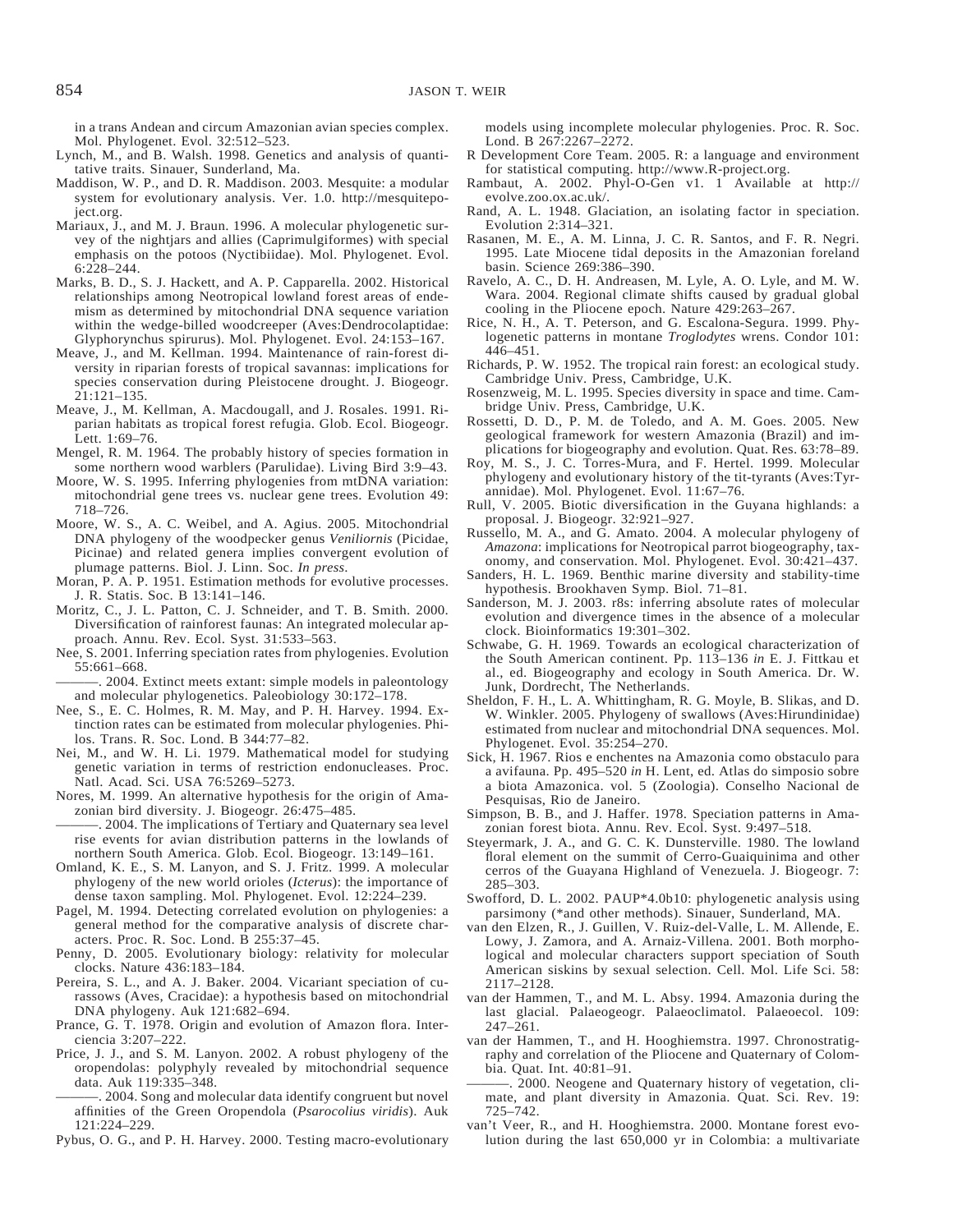in a trans Andean and circum Amazonian avian species complex. Mol. Phylogenet. Evol. 32:512–523.

Lynch, M., and B. Walsh. 1998. Genetics and analysis of quantitative traits. Sinauer, Sunderland, Ma.

Maddison, W. P., and D. R. Maddison. 2003. Mesquite: a modular system for evolutionary analysis. Ver. 1.0. http://mesquiteproject.org.

Mariaux, J., and M. J. Braun. 1996. A molecular phylogenetic survey of the nightjars and allies (Caprimulgiformes) with special emphasis on the potoos (Nyctibiidae). Mol. Phylogenet. Evol. 6:228–244.

Marks, B. D., S. J. Hackett, and A. P. Capparella. 2002. Historical relationships among Neotropical lowland forest areas of endemism as determined by mitochondrial DNA sequence variation within the wedge-billed woodcreeper (Aves:Dendrocolaptidae: Glyphorynchus spirurus). Mol. Phylogenet. Evol. 24:153–167.

Meave, J., and M. Kellman. 1994. Maintenance of rain-forest diversity in riparian forests of tropical savannas: implications for species conservation during Pleistocene drought. J. Biogeogr. 21:121–135.

Meave, J., M. Kellman, A. Macdougall, and J. Rosales. 1991. Riparian habitats as tropical forest refugia. Glob. Ecol. Biogeogr. Lett. 1:69–76.

Mengel, R. M. 1964. The probably history of species formation in some northern wood warblers (Parulidae). Living Bird 3:9–43.

Moore, W. S. 1995. Inferring phylogenies from mtDNA variation: mitochondrial gene trees vs. nuclear gene trees. Evolution 49: 718–726.

Moore, W. S., A. C. Weibel, and A. Agius. 2005. Mitochondrial DNA phylogeny of the woodpecker genus *Veniliornis* (Picidae, Picinae) and related genera implies convergent evolution of plumage patterns. Biol. J. Linn. Soc. *In press*.

Moran, P. A. P. 1951. Estimation methods for evolutive processes. J. R. Statis. Soc. B 13:141–146.

Moritz, C., J. L. Patton, C. J. Schneider, and T. B. Smith. 2000. Diversification of rainforest faunas: An integrated molecular approach. Annu. Rev. Ecol. Syst. 31:533–563.

Nee, S. 2001. Inferring speciation rates from phylogenies. Evolution 55:661–668.

———. 2004. Extinct meets extant: simple models in paleontology and molecular phylogenetics. Paleobiology 30:172–178.

Nee, S., E. C. Holmes, R. M. May, and P. H. Harvey. 1994. Extinction rates can be estimated from molecular phylogenies. Philos. Trans. R. Soc. Lond. B 344:77–82.

Nei, M., and W. H. Li. 1979. Mathematical model for studying genetic variation in terms of restriction endonucleases. Proc. Natl. Acad. Sci. USA 76:5269–5273.

Nores, M. 1999. An alternative hypothesis for the origin of Amazonian bird diversity. J. Biogeogr. 26:475–485.

———. 2004. The implications of Tertiary and Quaternary sea level rise events for avian distribution patterns in the lowlands of northern South America. Glob. Ecol. Biogeogr. 13:149–161.

Omland, K. E., S. M. Lanyon, and S. J. Fritz. 1999. A molecular phylogeny of the new world orioles (*Icterus*): the importance of dense taxon sampling. Mol. Phylogenet. Evol. 12:224–239.

Pagel, M. 1994. Detecting correlated evolution on phylogenies: a general method for the comparative analysis of discrete characters. Proc. R. Soc. Lond. B 255:37–45.

Penny, D. 2005. Evolutionary biology: relativity for molecular clocks. Nature 436:183–184.

Pereira, S. L., and A. J. Baker. 2004. Vicariant speciation of curassows (Aves, Cracidae): a hypothesis based on mitochondrial DNA phylogeny. Auk 121:682–694.

Prance, G. T. 1978. Origin and evolution of Amazon flora. Interciencia 3:207–222.

Price, J. J., and S. M. Lanyon. 2002. A robust phylogeny of the oropendolas: polyphyly revealed by mitochondrial sequence data. Auk 119:335–348.

———. 2004. Song and molecular data identify congruent but novel affinities of the Green Oropendola (*Psarocolius viridis*). Auk 121:224–229.

Pybus, O. G., and P. H. Harvey. 2000. Testing macro-evolutionary models using incomplete molecular phylogenies. Proc. R. Soc. Lond. B 267:2267–2272.

R Development Core Team. 2005. R: a language and environment for statistical computing. http://www.R-project.org.

Rambaut, A. 2002. Phyl-O-Gen v1. 1 Available at http://evolve.zoo.ox.ac.uk/.

Rand, A. L. 1948. Glaciation, an isolating factor in speciation. Evolution 2:314–321.

Rasanen, M. E., A. M. Linna, J. C. R. Santos, and F. R. Negri. 1995. Late Miocene tidal deposits in the Amazonian foreland basin. Science 269:386–390.

Ravelo, A. C., D. H. Andreasen, M. Lyle, A. O. Lyle, and M. W. Wara. 2004. Regional climate shifts caused by gradual global cooling in the Pliocene epoch. Nature 429:263–267.

Rice, N. H., A. T. Peterson, and G. Escalona-Segura. 1999. Phylogenetic patterns in montane *Troglodytes* wrens. Condor 101: 446–451.

Richards, P. W. 1952. The tropical rain forest: an ecological study. Cambridge Univ. Press, Cambridge, U.K.

Rosenzweig, M. L. 1995. Species diversity in space and time. Cambridge Univ. Press, Cambridge, U.K.

Rossetti, D. D., P. M. de Toledo, and A. M. Goes. 2005. New geological framework for western Amazonia (Brazil) and implications for biogeography and evolution. Quat. Res. 63:78–89.

Roy, M. S., J. C. Torres-Mura, and F. Hertel. 1999. Molecular phylogeny and evolutionary history of the tit-tyrants (Aves:Tyrannidae). Mol. Phylogenet. Evol. 11:67–76.

Rull, V. 2005. Biotic diversification in the Guyana highlands: a proposal. J. Biogeogr. 32:921–927.

Russello, M. A., and G. Amato. 2004. A molecular phylogeny of *Amazona*: implications for Neotropical parrot biogeography, taxonomy, and conservation. Mol. Phylogenet. Evol. 30:421–437.

Sanders, H. L. 1969. Benthic marine diversity and stability-time hypothesis. Brookhaven Symp. Biol. 71–81.

Sanderson, M. J. 2003. r8s: inferring absolute rates of molecular evolution and divergence times in the absence of a molecular clock. Bioinformatics 19:301–302.

Schwabe, G. H. 1969. Towards an ecological characterization of the South American continent. Pp. 113–136 *in* E. J. Fittkau et al., ed. Biogeography and ecology in South America. Dr. W. Junk, Dordrecht, The Netherlands.

Sheldon, F. H., L. A. Whittingham, R. G. Moyle, B. Slikas, and D. W. Winkler. 2005. Phylogeny of swallows (Aves:Hirundinidae) estimated from nuclear and mitochondrial DNA sequences. Mol. Phylogenet. Evol. 35:254–270.

Sick, H. 1967. Rios e enchentes na Amazonia como obstaculo para a avifauna. Pp. 495–520 *in* H. Lent, ed. Atlas do simposio sobre a biota Amazonica. vol. 5 (Zoologia). Conselho Nacional de Pesquisas, Rio de Janeiro.

Simpson, B. B., and J. Haffer. 1978. Speciation patterns in Amazonian forest biota. Annu. Rev. Ecol. Syst. 9:497–518.

Steyermark, J. A., and G. C. K. Dunsterville. 1980. The lowland floral element on the summit of Cerro-Guaiquinima and other cerros of the Guayana Highland of Venezuela. J. Biogeogr. 7: 285–303.

Swofford, D. L. 2002. PAUP*4.0b10: phylogenetic analysis using parsimony (*and other methods). Sinauer, Sunderland, MA.

van den Elzen, R., J. Guillen, V. Ruiz-del-Valle, L. M. Allende, E. Lowy, J. Zamora, and A. Arnaiz-Villena. 2001. Both morphological and molecular characters support speciation of South American siskins by sexual selection. Cell. Mol. Life Sci. 58: 2117–2128.

van der Hammen, T., and M. L. Absy. 1994. Amazonia during the last glacial. Palaeogeogr. Palaeoclimatol. Palaeoecol. 109: 247–261.

van der Hammen, T., and H. Hooghiemstra. 1997. Chronostratigraphy and correlation of the Pliocene and Quaternary of Colombia. Quat. Int. 40:81–91.

———. 2000. Neogene and Quaternary history of vegetation, climate, and plant diversity in Amazonia. Quat. Sci. Rev. 19: 725–742.

van't Veer, R., and H. Hooghiemstra. 2000. Montane forest evolution during the last 650,000 yr in Colombia: a multivariate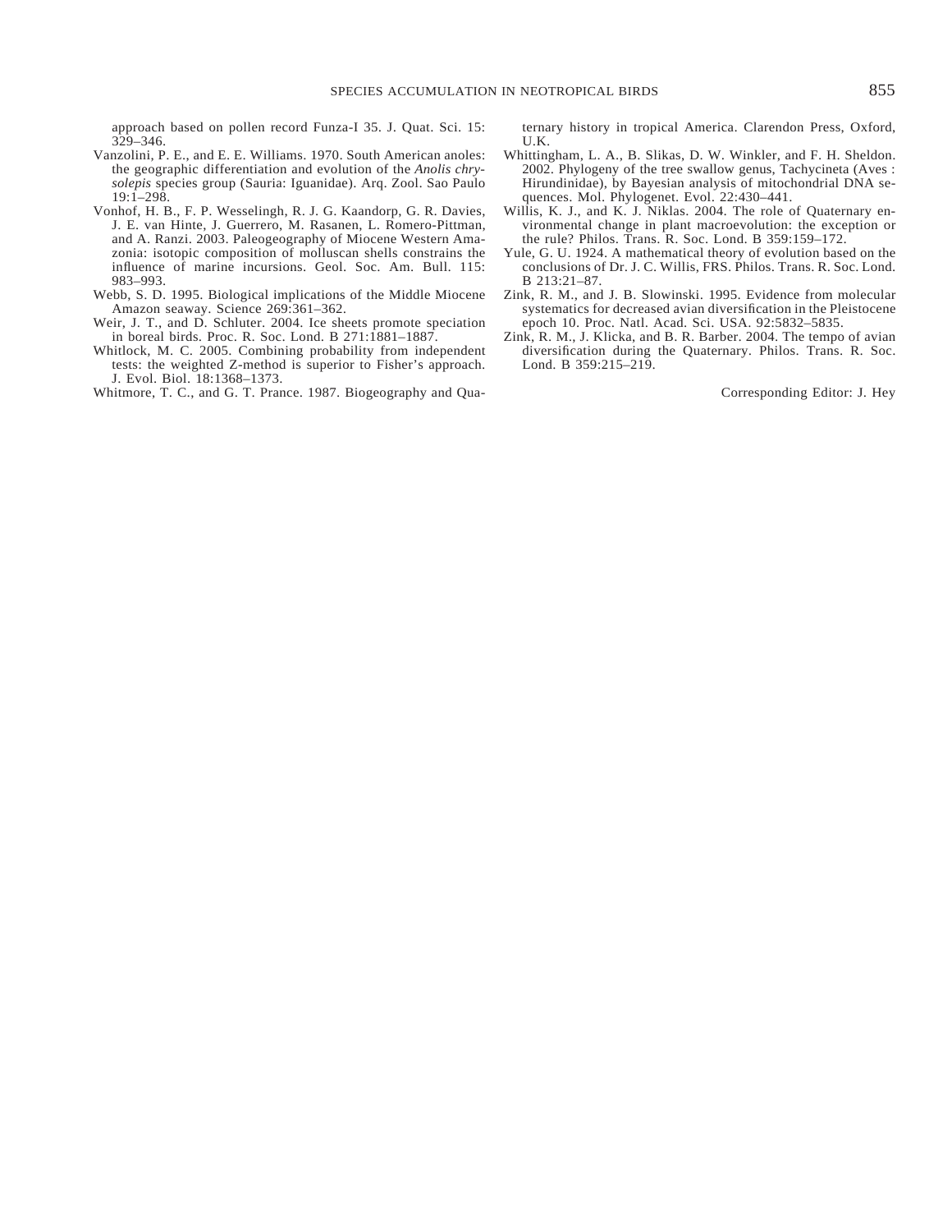approach based on pollen record Funza-I 35. J. Quat. Sci. 15: 329–346.

Vanzolini, P. E., and E. E. Williams. 1970. South American anoles: the geographic differentiation and evolution of the *Anolis chrysolepis* species group (Sauria: Iguanidae). Arq. Zool. Sao Paulo 19:1–298.

Vonhof, H. B., F. P. Wesselingh, R. J. G. Kaandorp, G. R. Davies, J. E. van Hinte, J. Guerrero, M. Rasanen, L. Romero-Pittman, and A. Ranzi. 2003. Paleogeography of Miocene Western Amazonia: isotopic composition of molluscan shells constrains the influence of marine incursions. Geol. Soc. Am. Bull. 115: 983–993.

Webb, S. D. 1995. Biological implications of the Middle Miocene Amazon seaway. Science 269:361–362.

Weir, J. T., and D. Schluter. 2004. Ice sheets promote speciation in boreal birds. Proc. R. Soc. Lond. B 271:1881–1887.

Whitlock, M. C. 2005. Combining probability from independent tests: the weighted Z-method is superior to Fisher's approach. J. Evol. Biol. 18:1368–1373.

Whitmore, T. C., and G. T. Prance. 1987. Biogeography and Quaternary history in tropical America. Clarendon Press, Oxford, U.K.

Whittingham, L. A., B. Slikas, D. W. Winkler, and F. H. Sheldon. 2002. Phylogeny of the tree swallow genus, Tachycineta (Aves : Hirundinidae), by Bayesian analysis of mitochondrial DNA sequences. Mol. Phylogenet. Evol. 22:430–441.

Willis, K. J., and K. J. Niklas. 2004. The role of Quaternary environmental change in plant macroevolution: the exception or the rule? Philos. Trans. R. Soc. Lond. B 359:159–172.

Yule, G. U. 1924. A mathematical theory of evolution based on the conclusions of Dr. J. C. Willis, FRS. Philos. Trans. R. Soc. Lond. B 213:21–87.

Zink, R. M., and J. B. Slowinski. 1995. Evidence from molecular systematics for decreased avian diversification in the Pleistocene epoch 10. Proc. Natl. Acad. Sci. USA. 92:5832–5835.

Zink, R. M., J. Klicka, and B. R. Barber. 2004. The tempo of avian diversification during the Quaternary. Philos. Trans. R. Soc. Lond. B 359:215–219.

Corresponding Editor: J. Hey